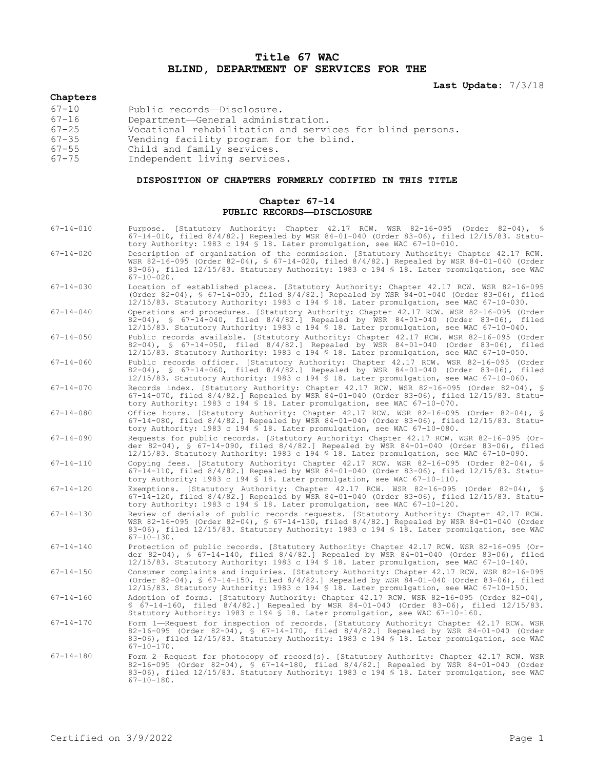# Title 67 WAC
# BLIND, DEPARTMENT OF SERVICES FOR THE

**Last Update:** 7/3/18

**Chapters**

| | |
|---|---|
| 67-10 | Public records—Disclosure. |
| 67-16 | Department—General administration. |
| 67-25 | Vocational rehabilitation and services for blind persons. |
| 67-35 | Vending facility program for the blind. |
| 67-55 | Child and family services. |
| 67-75 | Independent living services. |

## DISPOSITION OF CHAPTERS FORMERLY CODIFIED IN THIS TITLE

### Chapter 67-14
### PUBLIC RECORDS—DISCLOSURE

| | |
|---|---|
| 67-14-010 | Purpose. [Statutory Authority: Chapter 42.17 RCW. WSR 82-16-095 (Order 82-04), § 67-14-010, filed 8/4/82.] Repealed by WSR 84-01-040 (Order 83-06), filed 12/15/83. Statutory Authority: 1983 c 194 § 18. Later promulgation, see WAC 67-10-010. |
| 67-14-020 | Description of organization of the commission. [Statutory Authority: Chapter 42.17 RCW. WSR 82-16-095 (Order 82-04), § 67-14-020, filed 8/4/82.] Repealed by WSR 84-01-040 (Order 83-06), filed 12/15/83. Statutory Authority: 1983 c 194 § 18. Later promulgation, see WAC 67-10-020. |
| 67-14-030 | Location of established places. [Statutory Authority: Chapter 42.17 RCW. WSR 82-16-095 (Order 82-04), § 67-14-030, filed 8/4/82.] Repealed by WSR 84-01-040 (Order 83-06), filed 12/15/83. Statutory Authority: 1983 c 194 § 18. Later promulgation, see WAC 67-10-030. |
| 67-14-040 | Operations and procedures. [Statutory Authority: Chapter 42.17 RCW. WSR 82-16-095 (Order 82-04), § 67-14-040, filed 8/4/82.] Repealed by WSR 84-01-040 (Order 83-06), filed 12/15/83. Statutory Authority: 1983 c 194 § 18. Later promulgation, see WAC 67-10-040. |
| 67-14-050 | Public records available. [Statutory Authority: Chapter 42.17 RCW. WSR 82-16-095 (Order 82-04), § 67-14-050, filed 8/4/82.] Repealed by WSR 84-01-040 (Order 83-06), filed 12/15/83. Statutory Authority: 1983 c 194 § 18. Later promulgation, see WAC 67-10-050. |
| 67-14-060 | Public records officer. [Statutory Authority: Chapter 42.17 RCW. WSR 82-16-095 (Order 82-04), § 67-14-060, filed 8/4/82.] Repealed by WSR 84-01-040 (Order 83-06), filed 12/15/83. Statutory Authority: 1983 c 194 § 18. Later promulgation, see WAC 67-10-060. |
| 67-14-070 | Records index. [Statutory Authority: Chapter 42.17 RCW. WSR 82-16-095 (Order 82-04), § 67-14-070, filed 8/4/82.] Repealed by WSR 84-01-040 (Order 83-06), filed 12/15/83. Statutory Authority: 1983 c 194 § 18. Later promulgation, see WAC 67-10-070. |
| 67-14-080 | Office hours. [Statutory Authority: Chapter 42.17 RCW. WSR 82-16-095 (Order 82-04), § 67-14-080, filed 8/4/82.] Repealed by WSR 84-01-040 (Order 83-06), filed 12/15/83. Statutory Authority: 1983 c 194 § 18. Later promulgation, see WAC 67-10-080. |
| 67-14-090 | Requests for public records. [Statutory Authority: Chapter 42.17 RCW. WSR 82-16-095 (Order 82-04), § 67-14-090, filed 8/4/82.] Repealed by WSR 84-01-040 (Order 83-06), filed 12/15/83. Statutory Authority: 1983 c 194 § 18. Later promulgation, see WAC 67-10-090. |
| 67-14-110 | Copying fees. [Statutory Authority: Chapter 42.17 RCW. WSR 82-16-095 (Order 82-04), § 67-14-110, filed 8/4/82.] Repealed by WSR 84-01-040 (Order 83-06), filed 12/15/83. Statutory Authority: 1983 c 194 § 18. Later promulgation, see WAC 67-10-110. |
| 67-14-120 | Exemptions. [Statutory Authority: Chapter 42.17 RCW. WSR 82-16-095 (Order 82-04), § 67-14-120, filed 8/4/82.] Repealed by WSR 84-01-040 (Order 83-06), filed 12/15/83. Statutory Authority: 1983 c 194 § 18. Later promulgation, see WAC 67-10-120. |
| 67-14-130 | Review of denials of public records requests. [Statutory Authority: Chapter 42.17 RCW. WSR 82-16-095 (Order 82-04), § 67-14-130, filed 8/4/82.] Repealed by WSR 84-01-040 (Order 83-06), filed 12/15/83. Statutory Authority: 1983 c 194 § 18. Later promulgation, see WAC 67-10-130. |
| 67-14-140 | Protection of public records. [Statutory Authority: Chapter 42.17 RCW. WSR 82-16-095 (Order 82-04), § 67-14-140, filed 8/4/82.] Repealed by WSR 84-01-040 (Order 83-06), filed 12/15/83. Statutory Authority: 1983 c 194 § 18. Later promulgation, see WAC 67-10-140. |
| 67-14-150 | Consumer complaints and inquiries. [Statutory Authority: Chapter 42.17 RCW. WSR 82-16-095 (Order 82-04), § 67-14-150, filed 8/4/82.] Repealed by WSR 84-01-040 (Order 83-06), filed 12/15/83. Statutory Authority: 1983 c 194 § 18. Later promulgation, see WAC 67-10-150. |
| 67-14-160 | Adoption of forms. [Statutory Authority: Chapter 42.17 RCW. WSR 82-16-095 (Order 82-04), § 67-14-160, filed 8/4/82.] Repealed by WSR 84-01-040 (Order 83-06), filed 12/15/83. Statutory Authority: 1983 c 194 § 18. Later promulgation, see WAC 67-10-160. |
| 67-14-170 | Form 1—Request for inspection of records. [Statutory Authority: Chapter 42.17 RCW. WSR 82-16-095 (Order 82-04), § 67-14-170, filed 8/4/82.] Repealed by WSR 84-01-040 (Order 83-06), filed 12/15/83. Statutory Authority: 1983 c 194 § 18. Later promulgation, see WAC 67-10-170. |
| 67-14-180 | Form 2—Request for photocopy of record(s). [Statutory Authority: Chapter 42.17 RCW. WSR 82-16-095 (Order 82-04), § 67-14-180, filed 8/4/82.] Repealed by WSR 84-01-040 (Order 83-06), filed 12/15/83. Statutory Authority: 1983 c 194 § 18. Later promulgation, see WAC 67-10-180. |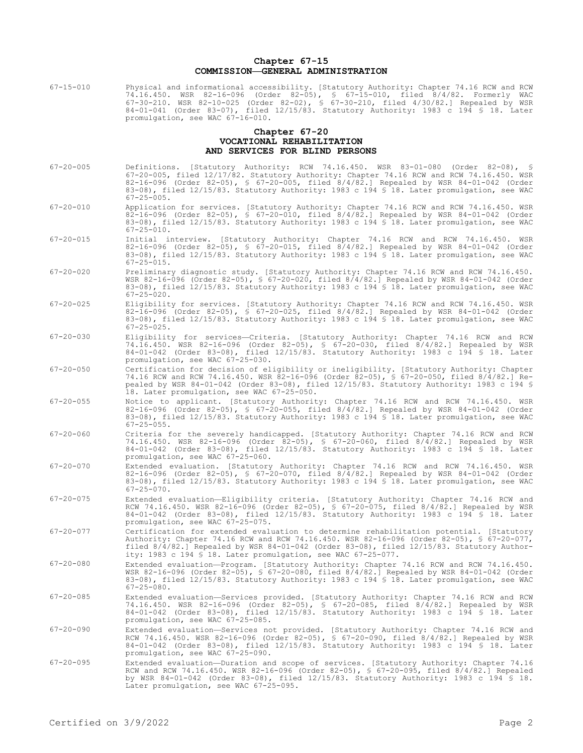## Chapter 67-15
## COMMISSION—GENERAL ADMINISTRATION

67-15-010 Physical and informational accessibility. [Statutory Authority: Chapter 74.16 RCW and RCW 74.16.450. WSR 82-16-096 (Order 82-05), § 67-15-010, filed 8/4/82. Formerly WAC 67-30-210. WSR 82-10-025 (Order 82-02), § 67-30-210, filed 4/30/82.] Repealed by WSR 84-01-041 (Order 83-07), filed 12/15/83. Statutory Authority: 1983 c 194 § 18. Later promulgation, see WAC 67-16-010.

## Chapter 67-20
## VOCATIONAL REHABILITATION AND SERVICES FOR BLIND PERSONS

67-20-005 Definitions. [Statutory Authority: RCW 74.16.450. WSR 83-01-080 (Order 82-08), § 67-20-005, filed 12/17/82. Statutory Authority: Chapter 74.16 RCW and RCW 74.16.450. WSR 82-16-096 (Order 82-05), § 67-20-005, filed 8/4/82.] Repealed by WSR 84-01-042 (Order 83-08), filed 12/15/83. Statutory Authority: 1983 c 194 § 18. Later promulgation, see WAC 67-25-005.

67-20-010 Application for services. [Statutory Authority: Chapter 74.16 RCW and RCW 74.16.450. WSR 82-16-096 (Order 82-05), § 67-20-010, filed 8/4/82.] Repealed by WSR 84-01-042 (Order 83-08), filed 12/15/83. Statutory Authority: 1983 c 194 § 18. Later promulgation, see WAC 67-25-010.

67-20-015 Initial interview. [Statutory Authority: Chapter 74.16 RCW and RCW 74.16.450. WSR 82-16-096 (Order 82-05), § 67-20-015, filed 8/4/82.] Repealed by WSR 84-01-042 (Order 83-08), filed 12/15/83. Statutory Authority: 1983 c 194 § 18. Later promulgation, see WAC 67-25-015.

67-20-020 Preliminary diagnostic study. [Statutory Authority: Chapter 74.16 RCW and RCW 74.16.450. WSR 82-16-096 (Order 82-05), § 67-20-020, filed 8/4/82.] Repealed by WSR 84-01-042 (Order 83-08), filed 12/15/83. Statutory Authority: 1983 c 194 § 18. Later promulgation, see WAC 67-25-020.

67-20-025 Eligibility for services. [Statutory Authority: Chapter 74.16 RCW and RCW 74.16.450. WSR 82-16-096 (Order 82-05), § 67-20-025, filed 8/4/82.] Repealed by WSR 84-01-042 (Order 83-08), filed 12/15/83. Statutory Authority: 1983 c 194 § 18. Later promulgation, see WAC 67-25-025.

67-20-030 Eligibility for services—Criteria. [Statutory Authority: Chapter 74.16 RCW and RCW 74.16.450. WSR 82-16-096 (Order 82-05), § 67-20-030, filed 8/4/82.] Repealed by WSR 84-01-042 (Order 83-08), filed 12/15/83. Statutory Authority: 1983 c 194 § 18. Later promulgation, see WAC 67-25-030.

67-20-050 Certification for decision of eligibility or ineligibility. [Statutory Authority: Chapter 74.16 RCW and RCW 74.16.450. WSR 82-16-096 (Order 82-05), § 67-20-050, filed 8/4/82.] Repealed by WSR 84-01-042 (Order 83-08), filed 12/15/83. Statutory Authority: 1983 c 194 § 18. Later promulgation, see WAC 67-25-050.

67-20-055 Notice to applicant. [Statutory Authority: Chapter 74.16 RCW and RCW 74.16.450. WSR 82-16-096 (Order 82-05), § 67-20-055, filed 8/4/82.] Repealed by WSR 84-01-042 (Order 83-08), filed 12/15/83. Statutory Authority: 1983 c 194 § 18. Later promulgation, see WAC 67-25-055.

67-20-060 Criteria for the severely handicapped. [Statutory Authority: Chapter 74.16 RCW and RCW 74.16.450. WSR 82-16-096 (Order 82-05), § 67-20-060, filed 8/4/82.] Repealed by WSR 84-01-042 (Order 83-08), filed 12/15/83. Statutory Authority: 1983 c 194 § 18. Later promulgation, see WAC 67-25-060.

67-20-070 Extended evaluation. [Statutory Authority: Chapter 74.16 RCW and RCW 74.16.450. WSR 82-16-096 (Order 82-05), § 67-20-070, filed 8/4/82.] Repealed by WSR 84-01-042 (Order 83-08), filed 12/15/83. Statutory Authority: 1983 c 194 § 18. Later promulgation, see WAC 67-25-070.

67-20-075 Extended evaluation—Eligibility criteria. [Statutory Authority: Chapter 74.16 RCW and RCW 74.16.450. WSR 82-16-096 (Order 82-05), § 67-20-075, filed 8/4/82.] Repealed by WSR 84-01-042 (Order 83-08), filed 12/15/83. Statutory Authority: 1983 c 194 § 18. Later promulgation, see WAC 67-25-075.

67-20-077 Certification for extended evaluation to determine rehabilitation potential. [Statutory Authority: Chapter 74.16 RCW and RCW 74.16.450. WSR 82-16-096 (Order 82-05), § 67-20-077, filed 8/4/82.] Repealed by WSR 84-01-042 (Order 83-08), filed 12/15/83. Statutory Authority: 1983 c 194 § 18. Later promulgation, see WAC 67-25-077.

67-20-080 Extended evaluation—Program. [Statutory Authority: Chapter 74.16 RCW and RCW 74.16.450. WSR 82-16-096 (Order 82-05), § 67-20-080, filed 8/4/82.] Repealed by WSR 84-01-042 (Order 83-08), filed 12/15/83. Statutory Authority: 1983 c 194 § 18. Later promulgation, see WAC 67-25-080.

67-20-085 Extended evaluation—Services provided. [Statutory Authority: Chapter 74.16 RCW and RCW 74.16.450. WSR 82-16-096 (Order 82-05), § 67-20-085, filed 8/4/82.] Repealed by WSR 84-01-042 (Order 83-08), filed 12/15/83. Statutory Authority: 1983 c 194 § 18. Later promulgation, see WAC 67-25-085.

67-20-090 Extended evaluation—Services not provided. [Statutory Authority: Chapter 74.16 RCW and RCW 74.16.450. WSR 82-16-096 (Order 82-05), § 67-20-090, filed 8/4/82.] Repealed by WSR 84-01-042 (Order 83-08), filed 12/15/83. Statutory Authority: 1983 c 194 § 18. Later promulgation, see WAC 67-25-090.

67-20-095 Extended evaluation—Duration and scope of services. [Statutory Authority: Chapter 74.16 RCW and RCW 74.16.450. WSR 82-16-096 (Order 82-05), § 67-20-095, filed 8/4/82.] Repealed by WSR 84-01-042 (Order 83-08), filed 12/15/83. Statutory Authority: 1983 c 194 § 18. Later promulgation, see WAC 67-25-095.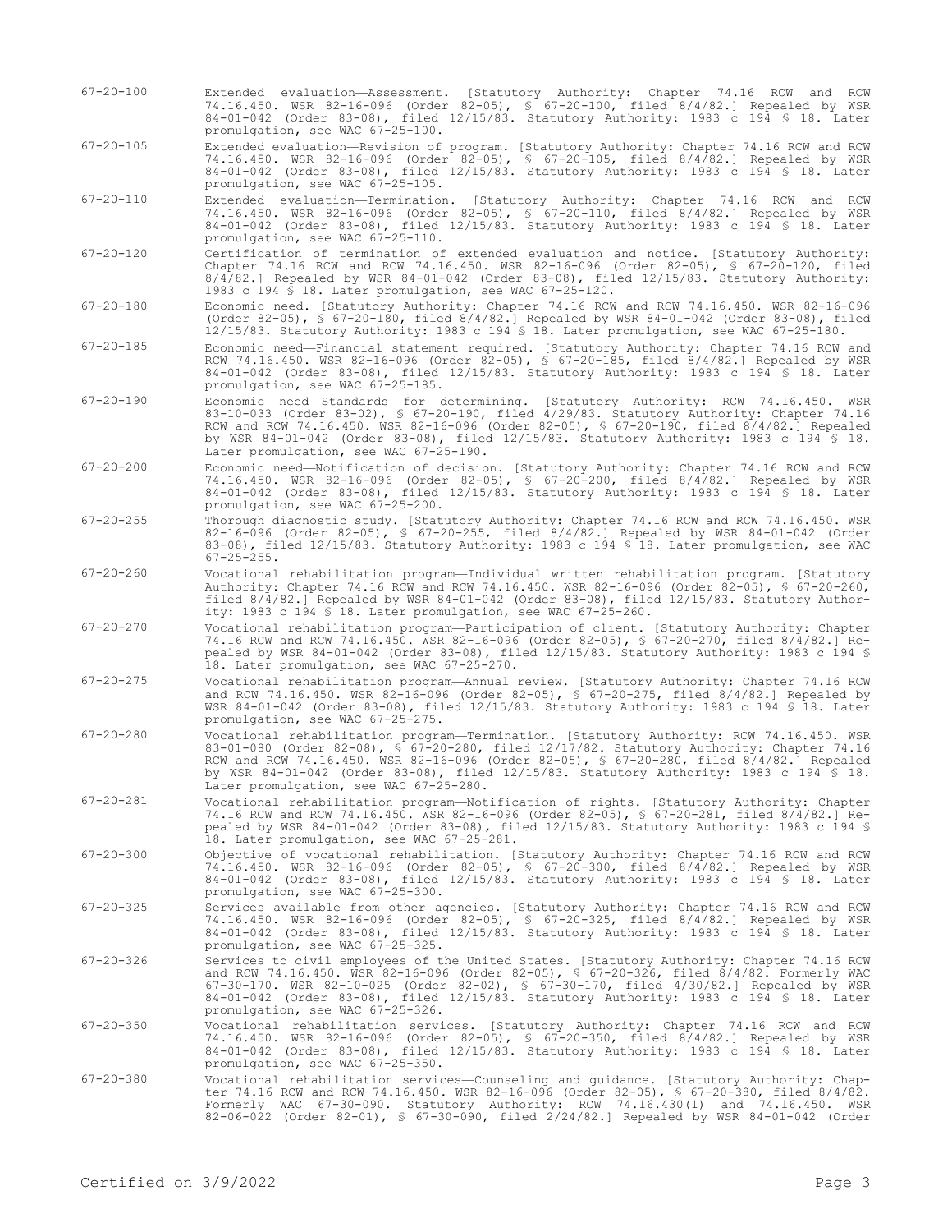67-20-100 Extended evaluation—Assessment. [Statutory Authority: Chapter 74.16 RCW and RCW 74.16.450. WSR 82-16-096 (Order 82-05), § 67-20-100, filed 8/4/82.] Repealed by WSR 84-01-042 (Order 83-08), filed 12/15/83. Statutory Authority: 1983 c 194 § 18. Later promulgation, see WAC 67-25-100.

67-20-105 Extended evaluation—Revision of program. [Statutory Authority: Chapter 74.16 RCW and RCW 74.16.450. WSR 82-16-096 (Order 82-05), § 67-20-105, filed 8/4/82.] Repealed by WSR 84-01-042 (Order 83-08), filed 12/15/83. Statutory Authority: 1983 c 194 § 18. Later promulgation, see WAC 67-25-105.

67-20-110 Extended evaluation—Termination. [Statutory Authority: Chapter 74.16 RCW and RCW 74.16.450. WSR 82-16-096 (Order 82-05), § 67-20-110, filed 8/4/82.] Repealed by WSR 84-01-042 (Order 83-08), filed 12/15/83. Statutory Authority: 1983 c 194 § 18. Later promulgation, see WAC 67-25-110.

67-20-120 Certification of termination of extended evaluation and notice. [Statutory Authority: Chapter 74.16 RCW and RCW 74.16.450. WSR 82-16-096 (Order 82-05), § 67-20-120, filed 8/4/82.] Repealed by WSR 84-01-042 (Order 83-08), filed 12/15/83. Statutory Authority: 1983 c 194 § 18. Later promulgation, see WAC 67-25-120.

67-20-180 Economic need. [Statutory Authority: Chapter 74.16 RCW and RCW 74.16.450. WSR 82-16-096 (Order 82-05), § 67-20-180, filed 8/4/82.] Repealed by WSR 84-01-042 (Order 83-08), filed 12/15/83. Statutory Authority: 1983 c 194 § 18. Later promulgation, see WAC 67-25-180.

67-20-185 Economic need—Financial statement required. [Statutory Authority: Chapter 74.16 RCW and RCW 74.16.450. WSR 82-16-096 (Order 82-05), § 67-20-185, filed 8/4/82.] Repealed by WSR 84-01-042 (Order 83-08), filed 12/15/83. Statutory Authority: 1983 c 194 § 18. Later promulgation, see WAC 67-25-185.

67-20-190 Economic need—Standards for determining. [Statutory Authority: RCW 74.16.450. WSR 83-10-033 (Order 83-02), § 67-20-190, filed 4/29/83. Statutory Authority: Chapter 74.16 RCW and RCW 74.16.450. WSR 82-16-096 (Order 82-05), § 67-20-190, filed 8/4/82.] Repealed by WSR 84-01-042 (Order 83-08), filed 12/15/83. Statutory Authority: 1983 c 194 § 18. Later promulgation, see WAC 67-25-190.

67-20-200 Economic need—Notification of decision. [Statutory Authority: Chapter 74.16 RCW and RCW 74.16.450. WSR 82-16-096 (Order 82-05), § 67-20-200, filed 8/4/82.] Repealed by WSR 84-01-042 (Order 83-08), filed 12/15/83. Statutory Authority: 1983 c 194 § 18. Later promulgation, see WAC 67-25-200.

67-20-255 Thorough diagnostic study. [Statutory Authority: Chapter 74.16 RCW and RCW 74.16.450. WSR 82-16-096 (Order 82-05), § 67-20-255, filed 8/4/82.] Repealed by WSR 84-01-042 (Order 83-08), filed 12/15/83. Statutory Authority: 1983 c 194 § 18. Later promulgation, see WAC 67-25-255.

67-20-260 Vocational rehabilitation program—Individual written rehabilitation program. [Statutory Authority: Chapter 74.16 RCW and RCW 74.16.450. WSR 82-16-096 (Order 82-05), § 67-20-260, filed 8/4/82.] Repealed by WSR 84-01-042 (Order 83-08), filed 12/15/83. Statutory Authority: 1983 c 194 § 18. Later promulgation, see WAC 67-25-260.

67-20-270 Vocational rehabilitation program—Participation of client. [Statutory Authority: Chapter 74.16 RCW and RCW 74.16.450. WSR 82-16-096 (Order 82-05), § 67-20-270, filed 8/4/82.] Repealed by WSR 84-01-042 (Order 83-08), filed 12/15/83. Statutory Authority: 1983 c 194 § 18. Later promulgation, see WAC 67-25-270.

67-20-275 Vocational rehabilitation program—Annual review. [Statutory Authority: Chapter 74.16 RCW and RCW 74.16.450. WSR 82-16-096 (Order 82-05), § 67-20-275, filed 8/4/82.] Repealed by WSR 84-01-042 (Order 83-08), filed 12/15/83. Statutory Authority: 1983 c 194 § 18. Later promulgation, see WAC 67-25-275.

67-20-280 Vocational rehabilitation program—Termination. [Statutory Authority: RCW 74.16.450. WSR 83-01-080 (Order 82-08), § 67-20-280, filed 12/17/82. Statutory Authority: Chapter 74.16 RCW and RCW 74.16.450. WSR 82-16-096 (Order 82-05), § 67-20-280, filed 8/4/82.] Repealed by WSR 84-01-042 (Order 83-08), filed 12/15/83. Statutory Authority: 1983 c 194 § 18. Later promulgation, see WAC 67-25-280.

67-20-281 Vocational rehabilitation program—Notification of rights. [Statutory Authority: Chapter 74.16 RCW and RCW 74.16.450. WSR 82-16-096 (Order 82-05), § 67-20-281, filed 8/4/82.] Repealed by WSR 84-01-042 (Order 83-08), filed 12/15/83. Statutory Authority: 1983 c 194 § 18. Later promulgation, see WAC 67-25-281.

67-20-300 Objective of vocational rehabilitation. [Statutory Authority: Chapter 74.16 RCW and RCW 74.16.450. WSR 82-16-096 (Order 82-05), § 67-20-300, filed 8/4/82.] Repealed by WSR 84-01-042 (Order 83-08), filed 12/15/83. Statutory Authority: 1983 c 194 § 18. Later promulgation, see WAC 67-25-300.

67-20-325 Services available from other agencies. [Statutory Authority: Chapter 74.16 RCW and RCW 74.16.450. WSR 82-16-096 (Order 82-05), § 67-20-325, filed 8/4/82.] Repealed by WSR 84-01-042 (Order 83-08), filed 12/15/83. Statutory Authority: 1983 c 194 § 18. Later promulgation, see WAC 67-25-325.

67-20-326 Services to civil employees of the United States. [Statutory Authority: Chapter 74.16 RCW and RCW 74.16.450. WSR 82-16-096 (Order 82-05), § 67-20-326, filed 8/4/82. Formerly WAC 67-30-170. WSR 82-10-025 (Order 82-02), § 67-30-170, filed 4/30/82.] Repealed by WSR 84-01-042 (Order 83-08), filed 12/15/83. Statutory Authority: 1983 c 194 § 18. Later promulgation, see WAC 67-25-326.

67-20-350 Vocational rehabilitation services. [Statutory Authority: Chapter 74.16 RCW and RCW 74.16.450. WSR 82-16-096 (Order 82-05), § 67-20-350, filed 8/4/82.] Repealed by WSR 84-01-042 (Order 83-08), filed 12/15/83. Statutory Authority: 1983 c 194 § 18. Later promulgation, see WAC 67-25-350.

67-20-380 Vocational rehabilitation services—Counseling and guidance. [Statutory Authority: Chapter 74.16 RCW and RCW 74.16.450. WSR 82-16-096 (Order 82-05), § 67-20-380, filed 8/4/82. Formerly WAC 67-30-090. Statutory Authority: RCW 74.16.430(1) and 74.16.450. WSR 82-06-022 (Order 82-01), § 67-30-090, filed 2/24/82.] Repealed by WSR 84-01-042 (Order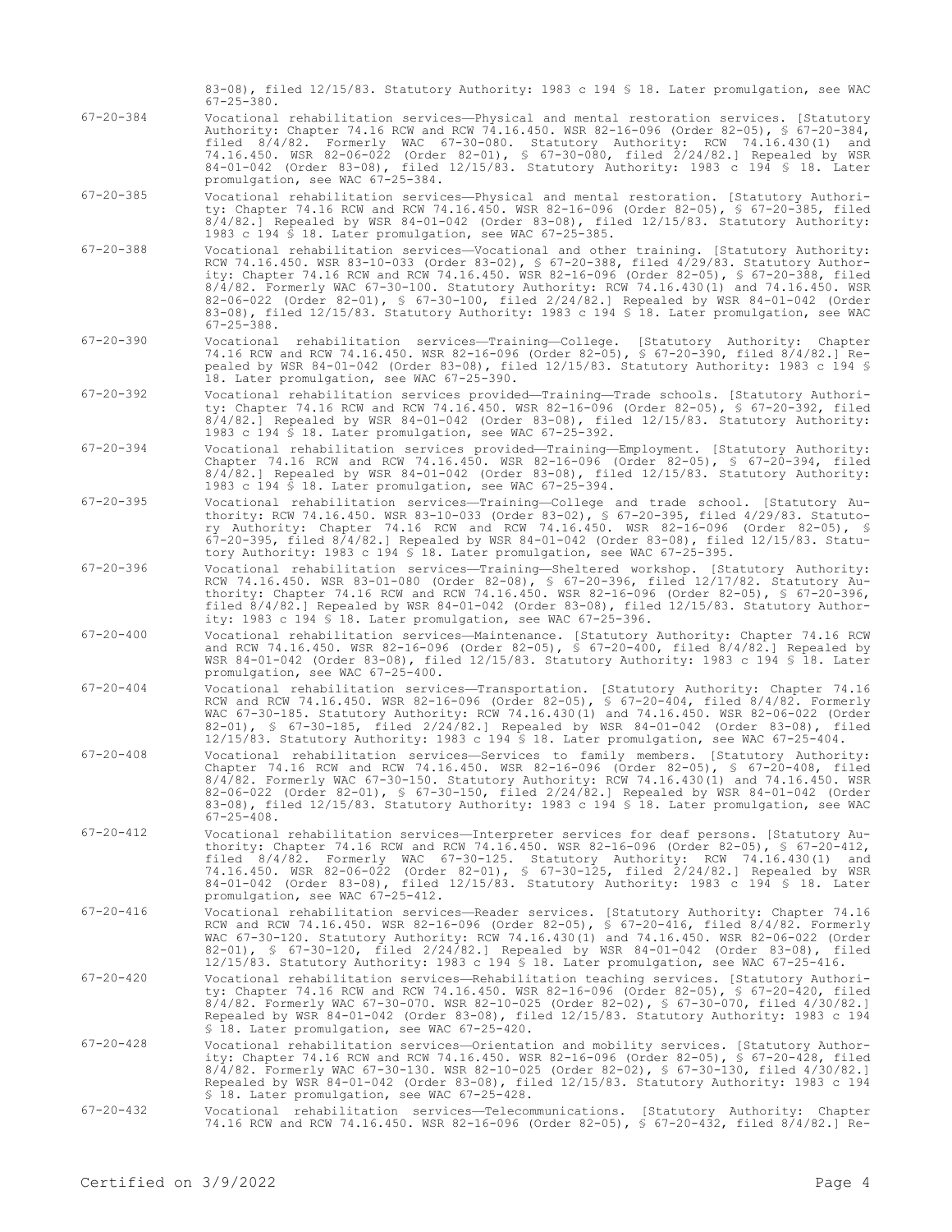83-08), filed 12/15/83. Statutory Authority: 1983 c 194 § 18. Later promulgation, see WAC 67-25-380.

67-20-384 Vocational rehabilitation services—Physical and mental restoration services. [Statutory Authority: Chapter 74.16 RCW and RCW 74.16.450. WSR 82-16-096 (Order 82-05), § 67-20-384, filed 8/4/82. Formerly WAC 67-30-080. Statutory Authority: RCW 74.16.430(1) and 74.16.450. WSR 82-06-022 (Order 82-01), § 67-30-080, filed 2/24/82.] Repealed by WSR 84-01-042 (Order 83-08), filed 12/15/83. Statutory Authority: 1983 c 194 § 18. Later promulgation, see WAC 67-25-384.

67-20-385 Vocational rehabilitation services—Physical and mental restoration. [Statutory Authority: Chapter 74.16 RCW and RCW 74.16.450. WSR 82-16-096 (Order 82-05), § 67-20-385, filed 8/4/82.] Repealed by WSR 84-01-042 (Order 83-08), filed 12/15/83. Statutory Authority: 1983 c 194 § 18. Later promulgation, see WAC 67-25-385.

67-20-388 Vocational rehabilitation services—Vocational and other training. [Statutory Authority: RCW 74.16.450. WSR 83-10-033 (Order 83-02), § 67-20-388, filed 4/29/83. Statutory Authority: Chapter 74.16 RCW and RCW 74.16.450. WSR 82-16-096 (Order 82-05), § 67-20-388, filed 8/4/82. Formerly WAC 67-30-100. Statutory Authority: RCW 74.16.430(1) and 74.16.450. WSR 82-06-022 (Order 82-01), § 67-30-100, filed 2/24/82.] Repealed by WSR 84-01-042 (Order 83-08), filed 12/15/83. Statutory Authority: 1983 c 194 § 18. Later promulgation, see WAC 67-25-388.

67-20-390 Vocational rehabilitation services—Training—College. [Statutory Authority: Chapter 74.16 RCW and RCW 74.16.450. WSR 82-16-096 (Order 82-05), § 67-20-390, filed 8/4/82.] Repealed by WSR 84-01-042 (Order 83-08), filed 12/15/83. Statutory Authority: 1983 c 194 § 18. Later promulgation, see WAC 67-25-390.

67-20-392 Vocational rehabilitation services provided—Training—Trade schools. [Statutory Authority: Chapter 74.16 RCW and RCW 74.16.450. WSR 82-16-096 (Order 82-05), § 67-20-392, filed 8/4/82.] Repealed by WSR 84-01-042 (Order 83-08), filed 12/15/83. Statutory Authority: 1983 c 194 § 18. Later promulgation, see WAC 67-25-392.

67-20-394 Vocational rehabilitation services provided—Training—Employment. [Statutory Authority: Chapter 74.16 RCW and RCW 74.16.450. WSR 82-16-096 (Order 82-05), § 67-20-394, filed 8/4/82.] Repealed by WSR 84-01-042 (Order 83-08), filed 12/15/83. Statutory Authority: 1983 c 194 § 18. Later promulgation, see WAC 67-25-394.

67-20-395 Vocational rehabilitation services—Training—College and trade school. [Statutory Authority: RCW 74.16.450. WSR 83-10-033 (Order 83-02), § 67-20-395, filed 4/29/83. Statutory Authority: Chapter 74.16 RCW and RCW 74.16.450. WSR 82-16-096 (Order 82-05), § 67-20-395, filed 8/4/82.] Repealed by WSR 84-01-042 (Order 83-08), filed 12/15/83. Statutory Authority: 1983 c 194 § 18. Later promulgation, see WAC 67-25-395.

67-20-396 Vocational rehabilitation services—Training—Sheltered workshop. [Statutory Authority: RCW 74.16.450. WSR 83-01-080 (Order 82-08), § 67-20-396, filed 12/17/82. Statutory Authority: Chapter 74.16 RCW and RCW 74.16.450. WSR 82-16-096 (Order 82-05), § 67-20-396, filed 8/4/82.] Repealed by WSR 84-01-042 (Order 83-08), filed 12/15/83. Statutory Authority: 1983 c 194 § 18. Later promulgation, see WAC 67-25-396.

67-20-400 Vocational rehabilitation services—Maintenance. [Statutory Authority: Chapter 74.16 RCW and RCW 74.16.450. WSR 82-16-096 (Order 82-05), § 67-20-400, filed 8/4/82.] Repealed by WSR 84-01-042 (Order 83-08), filed 12/15/83. Statutory Authority: 1983 c 194 § 18. Later promulgation, see WAC 67-25-400.

67-20-404 Vocational rehabilitation services—Transportation. [Statutory Authority: Chapter 74.16 RCW and RCW 74.16.450. WSR 82-16-096 (Order 82-05), § 67-20-404, filed 8/4/82. Formerly WAC 67-30-185. Statutory Authority: RCW 74.16.430(1) and 74.16.450. WSR 82-06-022 (Order 82-01), § 67-30-185, filed 2/24/82.] Repealed by WSR 84-01-042 (Order 83-08), filed 12/15/83. Statutory Authority: 1983 c 194 § 18. Later promulgation, see WAC 67-25-404.

67-20-408 Vocational rehabilitation services—Services to family members. [Statutory Authority: Chapter 74.16 RCW and RCW 74.16.450. WSR 82-16-096 (Order 82-05), § 67-20-408, filed 8/4/82. Formerly WAC 67-30-150. Statutory Authority: RCW 74.16.430(1) and 74.16.450. WSR 82-06-022 (Order 82-01), § 67-30-150, filed 2/24/82.] Repealed by WSR 84-01-042 (Order 83-08), filed 12/15/83. Statutory Authority: 1983 c 194 § 18. Later promulgation, see WAC 67-25-408.

67-20-412 Vocational rehabilitation services—Interpreter services for deaf persons. [Statutory Authority: Chapter 74.16 RCW and RCW 74.16.450. WSR 82-16-096 (Order 82-05), § 67-20-412, filed 8/4/82. Formerly WAC 67-30-125. Statutory Authority: RCW 74.16.430(1) and 74.16.450. WSR 82-06-022 (Order 82-01), § 67-30-125, filed 2/24/82.] Repealed by WSR 84-01-042 (Order 83-08), filed 12/15/83. Statutory Authority: 1983 c 194 § 18. Later promulgation, see WAC 67-25-412.

67-20-416 Vocational rehabilitation services—Reader services. [Statutory Authority: Chapter 74.16 RCW and RCW 74.16.450. WSR 82-16-096 (Order 82-05), § 67-20-416, filed 8/4/82. Formerly WAC 67-30-120. Statutory Authority: RCW 74.16.430(1) and 74.16.450. WSR 82-06-022 (Order 82-01), § 67-30-120, filed 2/24/82.] Repealed by WSR 84-01-042 (Order 83-08), filed 12/15/83. Statutory Authority: 1983 c 194 § 18. Later promulgation, see WAC 67-25-416.

67-20-420 Vocational rehabilitation services—Rehabilitation teaching services. [Statutory Authority: Chapter 74.16 RCW and RCW 74.16.450. WSR 82-16-096 (Order 82-05), § 67-20-420, filed 8/4/82. Formerly WAC 67-30-070. WSR 82-10-025 (Order 82-02), § 67-30-070, filed 4/30/82.] Repealed by WSR 84-01-042 (Order 83-08), filed 12/15/83. Statutory Authority: 1983 c 194 § 18. Later promulgation, see WAC 67-25-420.

67-20-428 Vocational rehabilitation services—Orientation and mobility services. [Statutory Authority: Chapter 74.16 RCW and RCW 74.16.450. WSR 82-16-096 (Order 82-05), § 67-20-428, filed 8/4/82. Formerly WAC 67-30-130. WSR 82-10-025 (Order 82-02), § 67-30-130, filed 4/30/82.] Repealed by WSR 84-01-042 (Order 83-08), filed 12/15/83. Statutory Authority: 1983 c 194 § 18. Later promulgation, see WAC 67-25-428.

67-20-432 Vocational rehabilitation services—Telecommunications. [Statutory Authority: Chapter 74.16 RCW and RCW 74.16.450. WSR 82-16-096 (Order 82-05), § 67-20-432, filed 8/4/82.] Re-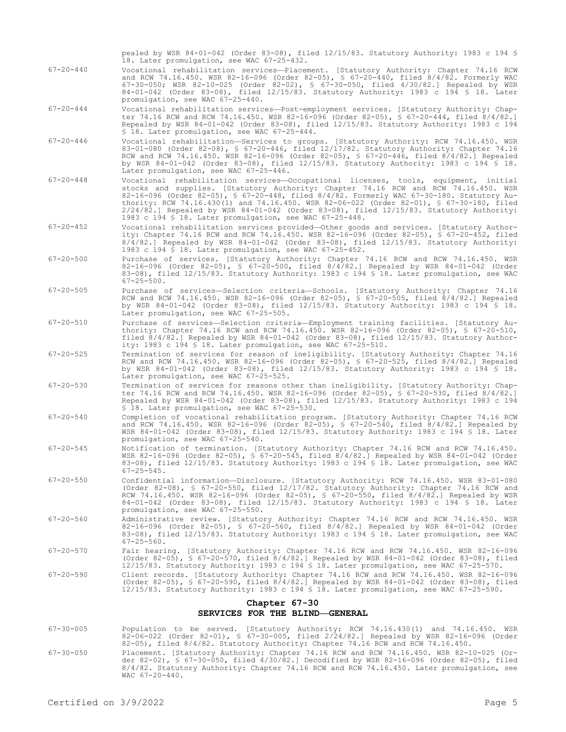pealed by WSR 84-01-042 (Order 83-08), filed 12/15/83. Statutory Authority: 1983 c 194 § 18. Later promulgation, see WAC 67-25-432.

67-20-440 Vocational rehabilitation services—Placement. [Statutory Authority: Chapter 74.16 RCW and RCW 74.16.450. WSR 82-16-096 (Order 82-05), § 67-20-440, filed 8/4/82. Formerly WAC 67-30-050; WSR 82-10-025 (Order 82-02), § 67-30-050, filed 4/30/82.] Repealed by WSR 84-01-042 (Order 83-08), filed 12/15/83. Statutory Authority: 1983 c 194 § 18. Later promulgation, see WAC 67-25-440.

67-20-444 Vocational rehabilitation services—Post-employment services. [Statutory Authority: Chapter 74.16 RCW and RCW 74.16.450. WSR 82-16-096 (Order 82-05), § 67-20-444, filed 8/4/82.] Repealed by WSR 84-01-042 (Order 83-08), filed 12/15/83. Statutory Authority: 1983 c 194 § 18. Later promulgation, see WAC 67-25-444.

67-20-446 Vocational rehabilitation—Services to groups. [Statutory Authority: RCW 74.16.450. WSR 83-01-080 (Order 82-08), § 67-20-446, filed 12/17/82. Statutory Authority: Chapter 74.16 RCW and RCW 74.16.450. WSR 82-16-096 (Order 82-05), § 67-20-446, filed 8/4/82.] Repealed by WSR 84-01-042 (Order 83-08), filed 12/15/83. Statutory Authority: 1983 c 194 § 18. Later promulgation, see WAC 67-25-446.

67-20-448 Vocational rehabilitation services—Occupational licenses, tools, equipment, initial stocks and supplies. [Statutory Authority: Chapter 74.16 RCW and RCW 74.16.450. WSR 82-16-096 (Order 82-05), § 67-20-448, filed 8/4/82. Formerly WAC 67-30-180. Statutory Authority: RCW 74.16.430(1) and 74.16.450. WSR 82-06-022 (Order 82-01), § 67-30-180, filed 2/24/82.] Repealed by WSR 84-01-042 (Order 83-08), filed 12/15/83. Statutory Authority: 1983 c 194 § 18. Later promulgation, see WAC 67-25-448.

67-20-452 Vocational rehabilitation services provided—Other goods and services. [Statutory Authority: Chapter 74.16 RCW and RCW 74.16.450. WSR 82-16-096 (Order 82-05), § 67-20-452, filed 8/4/82.] Repealed by WSR 84-01-042 (Order 83-08), filed 12/15/83. Statutory Authority: 1983 c 194 § 18. Later promulgation, see WAC 67-25-452.

67-20-500 Purchase of services. [Statutory Authority: Chapter 74.16 RCW and RCW 74.16.450. WSR 82-16-096 (Order 82-05), § 67-20-500, filed 8/4/82.] Repealed by WSR 84-01-042 (Order 83-08), filed 12/15/83. Statutory Authority: 1983 c 194 § 18. Later promulgation, see WAC 67-25-500.

67-20-505 Purchase of services—Selection criteria—Schools. [Statutory Authority: Chapter 74.16 RCW and RCW 74.16.450. WSR 82-16-096 (Order 82-05), § 67-20-505, filed 8/4/82.] Repealed by WSR 84-01-042 (Order 83-08), filed 12/15/83. Statutory Authority: 1983 c 194 § 18. Later promulgation, see WAC 67-25-505.

67-20-510 Purchase of services—Selection criteria—Employment training facilities. [Statutory Authority: Chapter 74.16 RCW and RCW 74.16.450. WSR 82-16-096 (Order 82-05), § 67-20-510, filed 8/4/82.] Repealed by WSR 84-01-042 (Order 83-08), filed 12/15/83. Statutory Authority: 1983 c 194 § 18. Later promulgation, see WAC 67-25-510.

67-20-525 Termination of services for reason of ineligibility. [Statutory Authority: Chapter 74.16 RCW and RCW 74.16.450. WSR 82-16-096 (Order 82-05), § 67-20-525, filed 8/4/82.] Repealed by WSR 84-01-042 (Order 83-08), filed 12/15/83. Statutory Authority: 1983 c 194 § 18. Later promulgation, see WAC 67-25-525.

67-20-530 Termination of services for reasons other than ineligibility. [Statutory Authority: Chapter 74.16 RCW and RCW 74.16.450. WSR 82-16-096 (Order 82-05), § 67-20-530, filed 8/4/82.] Repealed by WSR 84-01-042 (Order 83-08), filed 12/15/83. Statutory Authority: 1983 c 194 § 18. Later promulgation, see WAC 67-25-530.

67-20-540 Completion of vocational rehabilitation program. [Statutory Authority: Chapter 74.16 RCW and RCW 74.16.450. WSR 82-16-096 (Order 82-05), § 67-20-540, filed 8/4/82.] Repealed by WSR 84-01-042 (Order 83-08), filed 12/15/83. Statutory Authority: 1983 c 194 § 18. Later promulgation, see WAC 67-25-540.

67-20-545 Notification of termination. [Statutory Authority: Chapter 74.16 RCW and RCW 74.16.450. WSR 82-16-096 (Order 82-05), § 67-20-545, filed 8/4/82.] Repealed by WSR 84-01-042 (Order 83-08), filed 12/15/83. Statutory Authority: 1983 c 194 § 18. Later promulgation, see WAC 67-25-545.

67-20-550 Confidential information—Disclosure. [Statutory Authority: RCW 74.16.450. WSR 83-01-080 (Order 82-08), § 67-20-550, filed 12/17/82. Statutory Authority: Chapter 74.16 RCW and RCW 74.16.450. WSR 82-16-096 (Order 82-05), § 67-20-550, filed 8/4/82.] Repealed by WSR 84-01-042 (Order 83-08), filed 12/15/83. Statutory Authority: 1983 c 194 § 18. Later promulgation, see WAC 67-25-550.

67-20-560 Administrative review. [Statutory Authority: Chapter 74.16 RCW and RCW 74.16.450. WSR 82-16-096 (Order 82-05), § 67-20-560, filed 8/4/82.] Repealed by WSR 84-01-042 (Order 83-08), filed 12/15/83. Statutory Authority: 1983 c 194 § 18. Later promulgation, see WAC 67-25-560.

67-20-570 Fair hearing. [Statutory Authority: Chapter 74.16 RCW and RCW 74.16.450. WSR 82-16-096 (Order 82-05), § 67-20-570, filed 8/4/82.] Repealed by WSR 84-01-042 (Order 83-08), filed 12/15/83. Statutory Authority: 1983 c 194 § 18. Later promulgation, see WAC 67-25-570.

67-20-590 Client records. [Statutory Authority: Chapter 74.16 RCW and RCW 74.16.450. WSR 82-16-096 (Order 82-05), § 67-20-590, filed 8/4/82.] Repealed by WSR 84-01-042 (Order 83-08), filed 12/15/83. Statutory Authority: 1983 c 194 § 18. Later promulgation, see WAC 67-25-590.

## Chapter 67-30
## SERVICES FOR THE BLIND—GENERAL

67-30-005 Population to be served. [Statutory Authority: RCW 74.16.430(1) and 74.16.450. WSR 82-06-022 (Order 82-01), § 67-30-005, filed 2/24/82.] Repealed by WSR 82-16-096 (Order 82-05), filed 8/4/82. Statutory Authority: Chapter 74.16 RCW and RCW 74.16.450.

67-30-050 Placement. [Statutory Authority: Chapter 74.16 RCW and RCW 74.16.450. WSR 82-10-025 (Order 82-02), § 67-30-050, filed 4/30/82.] Decodified by WSR 82-16-096 (Order 82-05), filed 8/4/82. Statutory Authority: Chapter 74.16 RCW and RCW 74.16.450. Later promulgation, see WAC 67-20-440.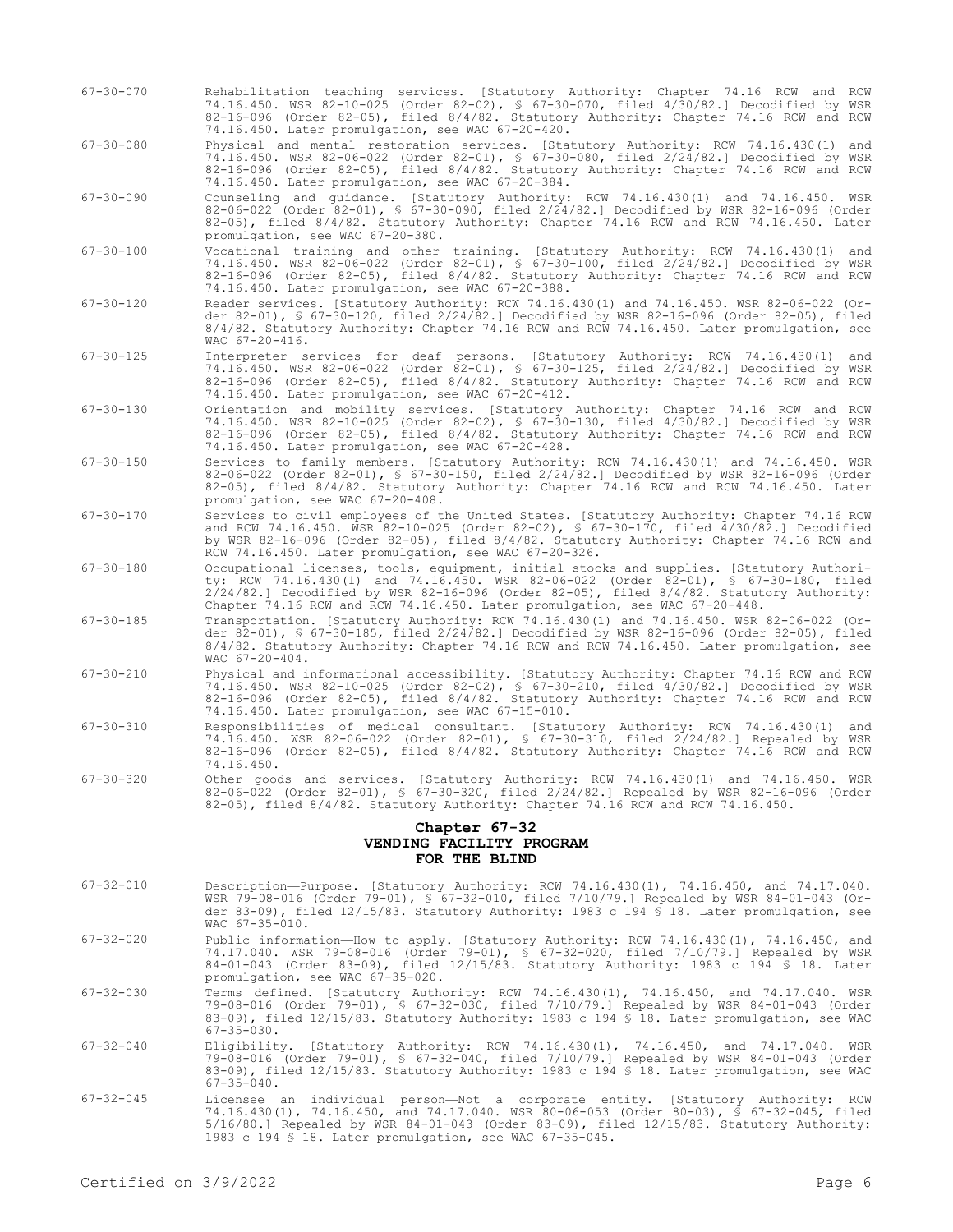67-30-070 Rehabilitation teaching services. [Statutory Authority: Chapter 74.16 RCW and RCW 74.16.450. WSR 82-10-025 (Order 82-02), § 67-30-070, filed 4/30/82.] Decodified by WSR 82-16-096 (Order 82-05), filed 8/4/82. Statutory Authority: Chapter 74.16 RCW and RCW 74.16.450. Later promulgation, see WAC 67-20-420.

67-30-080 Physical and mental restoration services. [Statutory Authority: RCW 74.16.430(1) and 74.16.450. WSR 82-06-022 (Order 82-01), § 67-30-080, filed 2/24/82.] Decodified by WSR 82-16-096 (Order 82-05), filed 8/4/82. Statutory Authority: Chapter 74.16 RCW and RCW 74.16.450. Later promulgation, see WAC 67-20-384.

67-30-090 Counseling and guidance. [Statutory Authority: RCW 74.16.430(1) and 74.16.450. WSR 82-06-022 (Order 82-01), § 67-30-090, filed 2/24/82.] Decodified by WSR 82-16-096 (Order 82-05), filed 8/4/82. Statutory Authority: Chapter 74.16 RCW and RCW 74.16.450. Later promulgation, see WAC 67-20-380.

67-30-100 Vocational training and other training. [Statutory Authority: RCW 74.16.430(1) and 74.16.450. WSR 82-06-022 (Order 82-01), § 67-30-100, filed 2/24/82.] Decodified by WSR 82-16-096 (Order 82-05), filed 8/4/82. Statutory Authority: Chapter 74.16 RCW and RCW 74.16.450. Later promulgation, see WAC 67-20-388.

67-30-120 Reader services. [Statutory Authority: RCW 74.16.430(1) and 74.16.450. WSR 82-06-022 (Order 82-01), § 67-30-120, filed 2/24/82.] Decodified by WSR 82-16-096 (Order 82-05), filed 8/4/82. Statutory Authority: Chapter 74.16 RCW and RCW 74.16.450. Later promulgation, see WAC 67-20-416.

67-30-125 Interpreter services for deaf persons. [Statutory Authority: RCW 74.16.430(1) and 74.16.450. WSR 82-06-022 (Order 82-01), § 67-30-125, filed 2/24/82.] Decodified by WSR 82-16-096 (Order 82-05), filed 8/4/82. Statutory Authority: Chapter 74.16 RCW and RCW 74.16.450. Later promulgation, see WAC 67-20-412.

67-30-130 Orientation and mobility services. [Statutory Authority: Chapter 74.16 RCW and RCW 74.16.450. WSR 82-10-025 (Order 82-02), § 67-30-130, filed 4/30/82.] Decodified by WSR 82-16-096 (Order 82-05), filed 8/4/82. Statutory Authority: Chapter 74.16 RCW and RCW 74.16.450. Later promulgation, see WAC 67-20-428.

67-30-150 Services to family members. [Statutory Authority: RCW 74.16.430(1) and 74.16.450. WSR 82-06-022 (Order 82-01), § 67-30-150, filed 2/24/82.] Decodified by WSR 82-16-096 (Order 82-05), filed 8/4/82. Statutory Authority: Chapter 74.16 RCW and RCW 74.16.450. Later promulgation, see WAC 67-20-408.

67-30-170 Services to civil employees of the United States. [Statutory Authority: Chapter 74.16 RCW and RCW 74.16.450. WSR 82-10-025 (Order 82-02), § 67-30-170, filed 4/30/82.] Decodified by WSR 82-16-096 (Order 82-05), filed 8/4/82. Statutory Authority: Chapter 74.16 RCW and RCW 74.16.450. Later promulgation, see WAC 67-20-326.

67-30-180 Occupational licenses, tools, equipment, initial stocks and supplies. [Statutory Authority: RCW 74.16.430(1) and 74.16.450. WSR 82-06-022 (Order 82-01), § 67-30-180, filed 2/24/82.] Decodified by WSR 82-16-096 (Order 82-05), filed 8/4/82. Statutory Authority: Chapter 74.16 RCW and RCW 74.16.450. Later promulgation, see WAC 67-20-448.

67-30-185 Transportation. [Statutory Authority: RCW 74.16.430(1) and 74.16.450. WSR 82-06-022 (Order 82-01), § 67-30-185, filed 2/24/82.] Decodified by WSR 82-16-096 (Order 82-05), filed 8/4/82. Statutory Authority: Chapter 74.16 RCW and RCW 74.16.450. Later promulgation, see WAC 67-20-404.

67-30-210 Physical and informational accessibility. [Statutory Authority: Chapter 74.16 RCW and RCW 74.16.450. WSR 82-10-025 (Order 82-02), § 67-30-210, filed 4/30/82.] Decodified by WSR 82-16-096 (Order 82-05), filed 8/4/82. Statutory Authority: Chapter 74.16 RCW and RCW 74.16.450. Later promulgation, see WAC 67-15-010.

67-30-310 Responsibilities of medical consultant. [Statutory Authority: RCW 74.16.430(1) and 74.16.450. WSR 82-06-022 (Order 82-01), § 67-30-310, filed 2/24/82.] Repealed by WSR 82-16-096 (Order 82-05), filed 8/4/82. Statutory Authority: Chapter 74.16 RCW and RCW 74.16.450.

67-30-320 Other goods and services. [Statutory Authority: RCW 74.16.430(1) and 74.16.450. WSR 82-06-022 (Order 82-01), § 67-30-320, filed 2/24/82.] Repealed by WSR 82-16-096 (Order 82-05), filed 8/4/82. Statutory Authority: Chapter 74.16 RCW and RCW 74.16.450.

## Chapter 67-32
## VENDING FACILITY PROGRAM FOR THE BLIND

67-32-010 Description—Purpose. [Statutory Authority: RCW 74.16.430(1), 74.16.450, and 74.17.040. WSR 79-08-016 (Order 79-01), § 67-32-010, filed 7/10/79.] Repealed by WSR 84-01-043 (Order 83-09), filed 12/15/83. Statutory Authority: 1983 c 194 § 18. Later promulgation, see WAC 67-35-010.

67-32-020 Public information—How to apply. [Statutory Authority: RCW 74.16.430(1), 74.16.450, and 74.17.040. WSR 79-08-016 (Order 79-01), § 67-32-020, filed 7/10/79.] Repealed by WSR 84-01-043 (Order 83-09), filed 12/15/83. Statutory Authority: 1983 c 194 § 18. Later promulgation, see WAC 67-35-020.

67-32-030 Terms defined. [Statutory Authority: RCW 74.16.430(1), 74.16.450, and 74.17.040. WSR 79-08-016 (Order 79-01), § 67-32-030, filed 7/10/79.] Repealed by WSR 84-01-043 (Order 83-09), filed 12/15/83. Statutory Authority: 1983 c 194 § 18. Later promulgation, see WAC 67-35-030.

67-32-040 Eligibility. [Statutory Authority: RCW 74.16.430(1), 74.16.450, and 74.17.040. WSR 79-08-016 (Order 79-01), § 67-32-040, filed 7/10/79.] Repealed by WSR 84-01-043 (Order 83-09), filed 12/15/83. Statutory Authority: 1983 c 194 § 18. Later promulgation, see WAC 67-35-040.

67-32-045 Licensee an individual person—Not a corporate entity. [Statutory Authority: RCW 74.16.430(1), 74.16.450, and 74.17.040. WSR 80-06-053 (Order 80-03), § 67-32-045, filed 5/16/80.] Repealed by WSR 84-01-043 (Order 83-09), filed 12/15/83. Statutory Authority: 1983 c 194 § 18. Later promulgation, see WAC 67-35-045.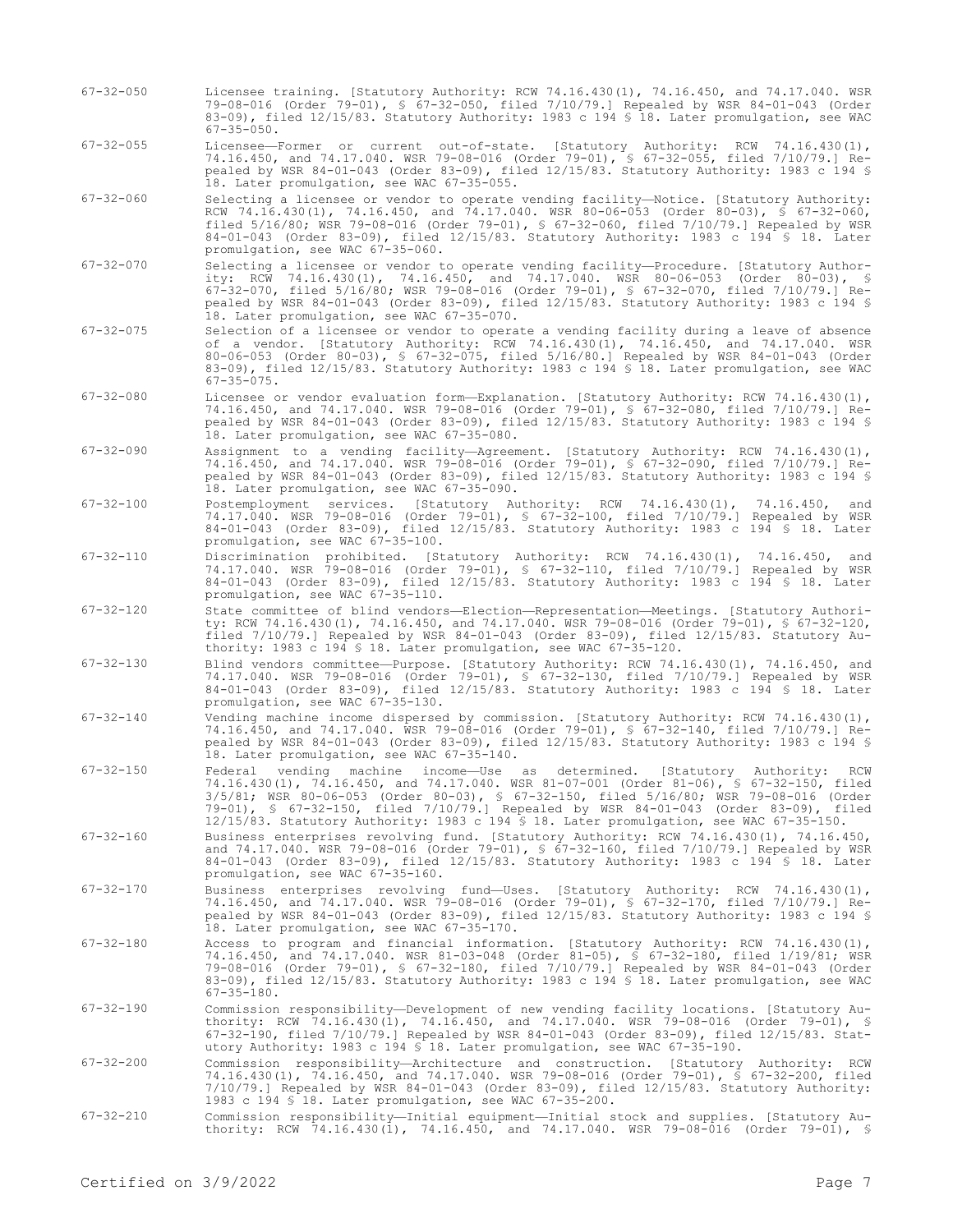67-32-050 Licensee training. [Statutory Authority: RCW 74.16.430(1), 74.16.450, and 74.17.040. WSR 79-08-016 (Order 79-01), § 67-32-050, filed 7/10/79.] Repealed by WSR 84-01-043 (Order 83-09), filed 12/15/83. Statutory Authority: 1983 c 194 § 18. Later promulgation, see WAC 67-35-050.

67-32-055 Licensee—Former or current out-of-state. [Statutory Authority: RCW 74.16.430(1), 74.16.450, and 74.17.040. WSR 79-08-016 (Order 79-01), § 67-32-055, filed 7/10/79.] Repealed by WSR 84-01-043 (Order 83-09), filed 12/15/83. Statutory Authority: 1983 c 194 § 18. Later promulgation, see WAC 67-35-055.

67-32-060 Selecting a licensee or vendor to operate vending facility—Notice. [Statutory Authority: RCW 74.16.430(1), 74.16.450, and 74.17.040. WSR 80-06-053 (Order 80-03), § 67-32-060, filed 5/16/80; WSR 79-08-016 (Order 79-01), § 67-32-060, filed 7/10/79.] Repealed by WSR 84-01-043 (Order 83-09), filed 12/15/83. Statutory Authority: 1983 c 194 § 18. Later promulgation, see WAC 67-35-060.

67-32-070 Selecting a licensee or vendor to operate vending facility—Procedure. [Statutory Authority: RCW 74.16.430(1), 74.16.450, and 74.17.040. WSR 80-06-053 (Order 80-03), § 67-32-070, filed 5/16/80; WSR 79-08-016 (Order 79-01), § 67-32-070, filed 7/10/79.] Repealed by WSR 84-01-043 (Order 83-09), filed 12/15/83. Statutory Authority: 1983 c 194 § 18. Later promulgation, see WAC 67-35-070.

67-32-075 Selection of a licensee or vendor to operate a vending facility during a leave of absence of a vendor. [Statutory Authority: RCW 74.16.430(1), 74.16.450, and 74.17.040. WSR 80-06-053 (Order 80-03), § 67-32-075, filed 5/16/80.] Repealed by WSR 84-01-043 (Order 83-09), filed 12/15/83. Statutory Authority: 1983 c 194 § 18. Later promulgation, see WAC 67-35-075.

67-32-080 Licensee or vendor evaluation form—Explanation. [Statutory Authority: RCW 74.16.430(1), 74.16.450, and 74.17.040. WSR 79-08-016 (Order 79-01), § 67-32-080, filed 7/10/79.] Repealed by WSR 84-01-043 (Order 83-09), filed 12/15/83. Statutory Authority: 1983 c 194 § 18. Later promulgation, see WAC 67-35-080.

67-32-090 Assignment to a vending facility—Agreement. [Statutory Authority: RCW 74.16.430(1), 74.16.450, and 74.17.040. WSR 79-08-016 (Order 79-01), § 67-32-090, filed 7/10/79.] Repealed by WSR 84-01-043 (Order 83-09), filed 12/15/83. Statutory Authority: 1983 c 194 § 18. Later promulgation, see WAC 67-35-090.

67-32-100 Postemployment services. [Statutory Authority: RCW 74.16.430(1), 74.16.450, and 74.17.040. WSR 79-08-016 (Order 79-01), § 67-32-100, filed 7/10/79.] Repealed by WSR 84-01-043 (Order 83-09), filed 12/15/83. Statutory Authority: 1983 c 194 § 18. Later promulgation, see WAC 67-35-100.

67-32-110 Discrimination prohibited. [Statutory Authority: RCW 74.16.430(1), 74.16.450, and 74.17.040. WSR 79-08-016 (Order 79-01), § 67-32-110, filed 7/10/79.] Repealed by WSR 84-01-043 (Order 83-09), filed 12/15/83. Statutory Authority: 1983 c 194 § 18. Later promulgation, see WAC 67-35-110.

67-32-120 State committee of blind vendors—Election—Representation—Meetings. [Statutory Authority: RCW 74.16.430(1), 74.16.450, and 74.17.040. WSR 79-08-016 (Order 79-01), § 67-32-120, filed 7/10/79.] Repealed by WSR 84-01-043 (Order 83-09), filed 12/15/83. Statutory Authority: 1983 c 194 § 18. Later promulgation, see WAC 67-35-120.

67-32-130 Blind vendors committee—Purpose. [Statutory Authority: RCW 74.16.430(1), 74.16.450, and 74.17.040. WSR 79-08-016 (Order 79-01), § 67-32-130, filed 7/10/79.] Repealed by WSR 84-01-043 (Order 83-09), filed 12/15/83. Statutory Authority: 1983 c 194 § 18. Later promulgation, see WAC 67-35-130.

67-32-140 Vending machine income dispersed by commission. [Statutory Authority: RCW 74.16.430(1), 74.16.450, and 74.17.040. WSR 79-08-016 (Order 79-01), § 67-32-140, filed 7/10/79.] Repealed by WSR 84-01-043 (Order 83-09), filed 12/15/83. Statutory Authority: 1983 c 194 § 18. Later promulgation, see WAC 67-35-140.

67-32-150 Federal vending machine income—Use as determined. [Statutory Authority: RCW 74.16.430(1), 74.16.450, and 74.17.040. WSR 81-07-001 (Order 81-06), § 67-32-150, filed 3/5/81; WSR 80-06-053 (Order 80-03), § 67-32-150, filed 5/16/80; WSR 79-08-016 (Order 79-01), § 67-32-150, filed 7/10/79.] Repealed by WSR 84-01-043 (Order 83-09), filed 12/15/83. Statutory Authority: 1983 c 194 § 18. Later promulgation, see WAC 67-35-150.

67-32-160 Business enterprises revolving fund. [Statutory Authority: RCW 74.16.430(1), 74.16.450, and 74.17.040. WSR 79-08-016 (Order 79-01), § 67-32-160, filed 7/10/79.] Repealed by WSR 84-01-043 (Order 83-09), filed 12/15/83. Statutory Authority: 1983 c 194 § 18. Later promulgation, see WAC 67-35-160.

67-32-170 Business enterprises revolving fund—Uses. [Statutory Authority: RCW 74.16.430(1), 74.16.450, and 74.17.040. WSR 79-08-016 (Order 79-01), § 67-32-170, filed 7/10/79.] Repealed by WSR 84-01-043 (Order 83-09), filed 12/15/83. Statutory Authority: 1983 c 194 § 18. Later promulgation, see WAC 67-35-170.

67-32-180 Access to program and financial information. [Statutory Authority: RCW 74.16.430(1), 74.16.450, and 74.17.040. WSR 81-03-048 (Order 81-05), § 67-32-180, filed 1/19/81; WSR 79-08-016 (Order 79-01), § 67-32-180, filed 7/10/79.] Repealed by WSR 84-01-043 (Order 83-09), filed 12/15/83. Statutory Authority: 1983 c 194 § 18. Later promulgation, see WAC 67-35-180.

67-32-190 Commission responsibility—Development of new vending facility locations. [Statutory Authority: RCW 74.16.430(1), 74.16.450, and 74.17.040. WSR 79-08-016 (Order 79-01), § 67-32-190, filed 7/10/79.] Repealed by WSR 84-01-043 (Order 83-09), filed 12/15/83. Statutory Authority: 1983 c 194 § 18. Later promulgation, see WAC 67-35-190.

67-32-200 Commission responsibility—Architecture and construction. [Statutory Authority: RCW 74.16.430(1), 74.16.450, and 74.17.040. WSR 79-08-016 (Order 79-01), § 67-32-200, filed 7/10/79.] Repealed by WSR 84-01-043 (Order 83-09), filed 12/15/83. Statutory Authority: 1983 c 194 § 18. Later promulgation, see WAC 67-35-200.

67-32-210 Commission responsibility—Initial equipment—Initial stock and supplies. [Statutory Authority: RCW 74.16.430(1), 74.16.450, and 74.17.040. WSR 79-08-016 (Order 79-01), §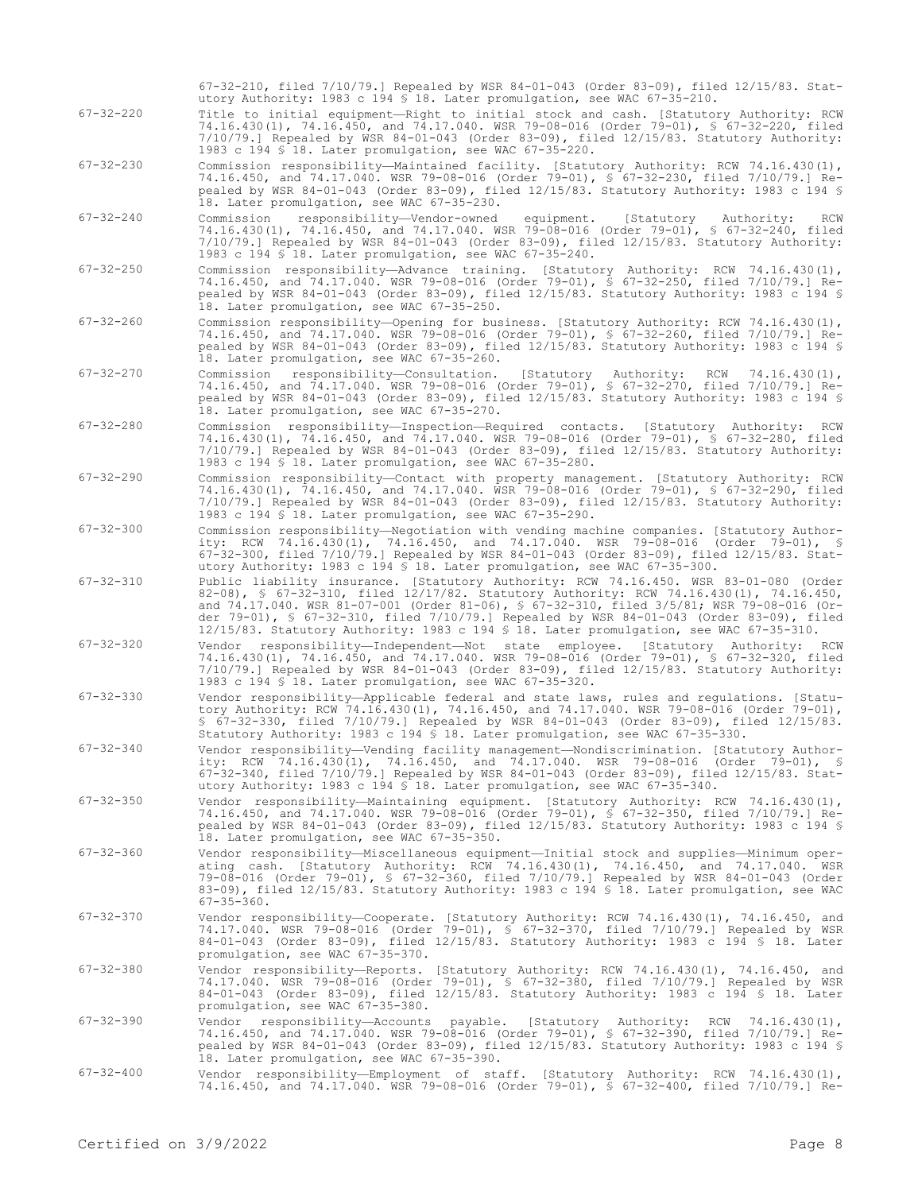67-32-210, filed 7/10/79.] Repealed by WSR 84-01-043 (Order 83-09), filed 12/15/83. Statutory Authority: 1983 c 194 § 18. Later promulgation, see WAC 67-35-210.

67-32-220 Title to initial equipment—Right to initial stock and cash. [Statutory Authority: RCW 74.16.430(1), 74.16.450, and 74.17.040. WSR 79-08-016 (Order 79-01), § 67-32-220, filed 7/10/79.] Repealed by WSR 84-01-043 (Order 83-09), filed 12/15/83. Statutory Authority: 1983 c 194 § 18. Later promulgation, see WAC 67-35-220.

67-32-230 Commission responsibility—Maintained facility. [Statutory Authority: RCW 74.16.430(1), 74.16.450, and 74.17.040. WSR 79-08-016 (Order 79-01), § 67-32-230, filed 7/10/79.] Repealed by WSR 84-01-043 (Order 83-09), filed 12/15/83. Statutory Authority: 1983 c 194 § 18. Later promulgation, see WAC 67-35-230.

67-32-240 Commission responsibility—Vendor-owned equipment. [Statutory Authority: RCW 74.16.430(1), 74.16.450, and 74.17.040. WSR 79-08-016 (Order 79-01), § 67-32-240, filed 7/10/79.] Repealed by WSR 84-01-043 (Order 83-09), filed 12/15/83. Statutory Authority: 1983 c 194 § 18. Later promulgation, see WAC 67-35-240.

67-32-250 Commission responsibility—Advance training. [Statutory Authority: RCW 74.16.430(1), 74.16.450, and 74.17.040. WSR 79-08-016 (Order 79-01), § 67-32-250, filed 7/10/79.] Repealed by WSR 84-01-043 (Order 83-09), filed 12/15/83. Statutory Authority: 1983 c 194 § 18. Later promulgation, see WAC 67-35-250.

67-32-260 Commission responsibility—Opening for business. [Statutory Authority: RCW 74.16.430(1), 74.16.450, and 74.17.040. WSR 79-08-016 (Order 79-01), § 67-32-260, filed 7/10/79.] Repealed by WSR 84-01-043 (Order 83-09), filed 12/15/83. Statutory Authority: 1983 c 194 § 18. Later promulgation, see WAC 67-35-260.

67-32-270 Commission responsibility—Consultation. [Statutory Authority: RCW 74.16.430(1), 74.16.450, and 74.17.040. WSR 79-08-016 (Order 79-01), § 67-32-270, filed 7/10/79.] Repealed by WSR 84-01-043 (Order 83-09), filed 12/15/83. Statutory Authority: 1983 c 194 § 18. Later promulgation, see WAC 67-35-270.

67-32-280 Commission responsibility—Inspection—Required contacts. [Statutory Authority: RCW 74.16.430(1), 74.16.450, and 74.17.040. WSR 79-08-016 (Order 79-01), § 67-32-280, filed 7/10/79.] Repealed by WSR 84-01-043 (Order 83-09), filed 12/15/83. Statutory Authority: 1983 c 194 § 18. Later promulgation, see WAC 67-35-280.

67-32-290 Commission responsibility—Contact with property management. [Statutory Authority: RCW 74.16.430(1), 74.16.450, and 74.17.040. WSR 79-08-016 (Order 79-01), § 67-32-290, filed 7/10/79.] Repealed by WSR 84-01-043 (Order 83-09), filed 12/15/83. Statutory Authority: 1983 c 194 § 18. Later promulgation, see WAC 67-35-290.

67-32-300 Commission responsibility—Negotiation with vending machine companies. [Statutory Authority: RCW 74.16.430(1), 74.16.450, and 74.17.040. WSR 79-08-016 (Order 79-01), § 67-32-300, filed 7/10/79.] Repealed by WSR 84-01-043 (Order 83-09), filed 12/15/83. Statutory Authority: 1983 c 194 § 18. Later promulgation, see WAC 67-35-300.

67-32-310 Public liability insurance. [Statutory Authority: RCW 74.16.450. WSR 83-01-080 (Order 82-08), § 67-32-310, filed 12/17/82. Statutory Authority: RCW 74.16.430(1), 74.16.450, and 74.17.040. WSR 81-07-001 (Order 81-06), § 67-32-310, filed 3/5/81; WSR 79-08-016 (Order 79-01), § 67-32-310, filed 7/10/79.] Repealed by WSR 84-01-043 (Order 83-09), filed 12/15/83. Statutory Authority: 1983 c 194 § 18. Later promulgation, see WAC 67-35-310.

67-32-320 Vendor responsibility—Independent—Not state employee. [Statutory Authority: RCW 74.16.430(1), 74.16.450, and 74.17.040. WSR 79-08-016 (Order 79-01), § 67-32-320, filed 7/10/79.] Repealed by WSR 84-01-043 (Order 83-09), filed 12/15/83. Statutory Authority: 1983 c 194 § 18. Later promulgation, see WAC 67-35-320.

67-32-330 Vendor responsibility—Applicable federal and state laws, rules and regulations. [Statutory Authority: RCW 74.16.430(1), 74.16.450, and 74.17.040. WSR 79-08-016 (Order 79-01), § 67-32-330, filed 7/10/79.] Repealed by WSR 84-01-043 (Order 83-09), filed 12/15/83. Statutory Authority: 1983 c 194 § 18. Later promulgation, see WAC 67-35-330.

67-32-340 Vendor responsibility—Vending facility management—Nondiscrimination. [Statutory Authority: RCW 74.16.430(1), 74.16.450, and 74.17.040. WSR 79-08-016 (Order 79-01), § 67-32-340, filed 7/10/79.] Repealed by WSR 84-01-043 (Order 83-09), filed 12/15/83. Statutory Authority: 1983 c 194 § 18. Later promulgation, see WAC 67-35-340.

67-32-350 Vendor responsibility—Maintaining equipment. [Statutory Authority: RCW 74.16.430(1), 74.16.450, and 74.17.040. WSR 79-08-016 (Order 79-01), § 67-32-350, filed 7/10/79.] Repealed by WSR 84-01-043 (Order 83-09), filed 12/15/83. Statutory Authority: 1983 c 194 § 18. Later promulgation, see WAC 67-35-350.

67-32-360 Vendor responsibility—Miscellaneous equipment—Initial stock and supplies—Minimum operating cash. [Statutory Authority: RCW 74.16.430(1), 74.16.450, and 74.17.040. WSR 79-08-016 (Order 79-01), § 67-32-360, filed 7/10/79.] Repealed by WSR 84-01-043 (Order 83-09), filed 12/15/83. Statutory Authority: 1983 c 194 § 18. Later promulgation, see WAC 67-35-360.

67-32-370 Vendor responsibility—Cooperate. [Statutory Authority: RCW 74.16.430(1), 74.16.450, and 74.17.040. WSR 79-08-016 (Order 79-01), § 67-32-370, filed 7/10/79.] Repealed by WSR 84-01-043 (Order 83-09), filed 12/15/83. Statutory Authority: 1983 c 194 § 18. Later promulgation, see WAC 67-35-370.

67-32-380 Vendor responsibility—Reports. [Statutory Authority: RCW 74.16.430(1), 74.16.450, and 74.17.040. WSR 79-08-016 (Order 79-01), § 67-32-380, filed 7/10/79.] Repealed by WSR 84-01-043 (Order 83-09), filed 12/15/83. Statutory Authority: 1983 c 194 § 18. Later promulgation, see WAC 67-35-380.

67-32-390 Vendor responsibility—Accounts payable. [Statutory Authority: RCW 74.16.430(1), 74.16.450, and 74.17.040. WSR 79-08-016 (Order 79-01), § 67-32-390, filed 7/10/79.] Repealed by WSR 84-01-043 (Order 83-09), filed 12/15/83. Statutory Authority: 1983 c 194 § 18. Later promulgation, see WAC 67-35-390.

67-32-400 Vendor responsibility—Employment of staff. [Statutory Authority: RCW 74.16.430(1), 74.16.450, and 74.17.040. WSR 79-08-016 (Order 79-01), § 67-32-400, filed 7/10/79.] Re-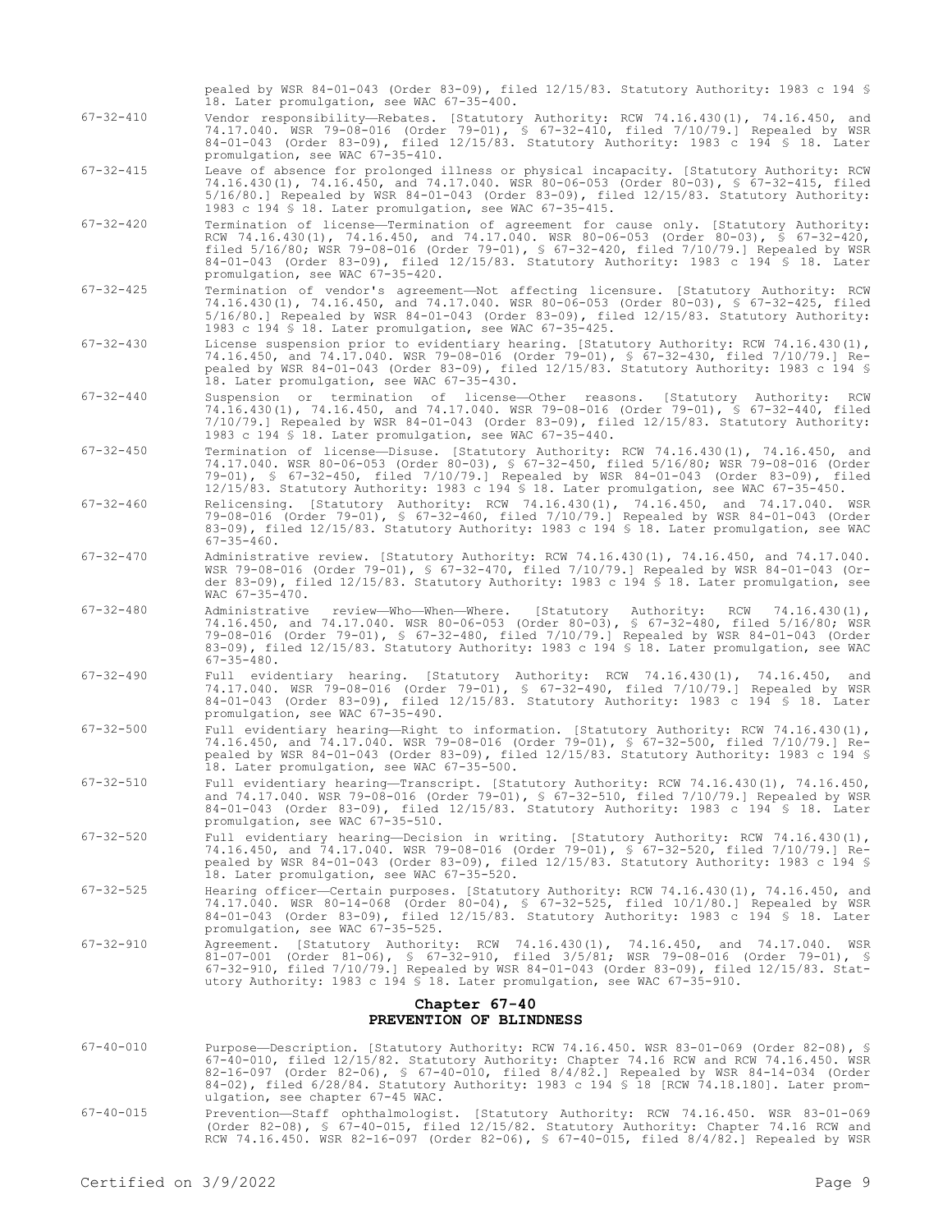pealed by WSR 84-01-043 (Order 83-09), filed 12/15/83. Statutory Authority: 1983 c 194 § 18. Later promulgation, see WAC 67-35-400.

67-32-410 Vendor responsibility—Rebates. [Statutory Authority: RCW 74.16.430(1), 74.16.450, and 74.17.040. WSR 79-08-016 (Order 79-01), § 67-32-410, filed 7/10/79.] Repealed by WSR 84-01-043 (Order 83-09), filed 12/15/83. Statutory Authority: 1983 c 194 § 18. Later promulgation, see WAC 67-35-410.

67-32-415 Leave of absence for prolonged illness or physical incapacity. [Statutory Authority: RCW 74.16.430(1), 74.16.450, and 74.17.040. WSR 80-06-053 (Order 80-03), § 67-32-415, filed 5/16/80.] Repealed by WSR 84-01-043 (Order 83-09), filed 12/15/83. Statutory Authority: 1983 c 194 § 18. Later promulgation, see WAC 67-35-415.

67-32-420 Termination of license—Termination of agreement for cause only. [Statutory Authority: RCW 74.16.430(1), 74.16.450, and 74.17.040. WSR 80-06-053 (Order 80-03), § 67-32-420, filed 5/16/80; WSR 79-08-016 (Order 79-01), § 67-32-420, filed 7/10/79.] Repealed by WSR 84-01-043 (Order 83-09), filed 12/15/83. Statutory Authority: 1983 c 194 § 18. Later promulgation, see WAC 67-35-420.

67-32-425 Termination of vendor's agreement—Not affecting licensure. [Statutory Authority: RCW 74.16.430(1), 74.16.450, and 74.17.040. WSR 80-06-053 (Order 80-03), § 67-32-425, filed 5/16/80.] Repealed by WSR 84-01-043 (Order 83-09), filed 12/15/83. Statutory Authority: 1983 c 194 § 18. Later promulgation, see WAC 67-35-425.

67-32-430 License suspension prior to evidentiary hearing. [Statutory Authority: RCW 74.16.430(1), 74.16.450, and 74.17.040. WSR 79-08-016 (Order 79-01), § 67-32-430, filed 7/10/79.] Repealed by WSR 84-01-043 (Order 83-09), filed 12/15/83. Statutory Authority: 1983 c 194 § 18. Later promulgation, see WAC 67-35-430.

67-32-440 Suspension or termination of license—Other reasons. [Statutory Authority: RCW 74.16.430(1), 74.16.450, and 74.17.040. WSR 79-08-016 (Order 79-01), § 67-32-440, filed 7/10/79.] Repealed by WSR 84-01-043 (Order 83-09), filed 12/15/83. Statutory Authority: 1983 c 194 § 18. Later promulgation, see WAC 67-35-440.

67-32-450 Termination of license—Disuse. [Statutory Authority: RCW 74.16.430(1), 74.16.450, and 74.17.040. WSR 80-06-053 (Order 80-03), § 67-32-450, filed 5/16/80; WSR 79-08-016 (Order 79-01), § 67-32-450, filed 7/10/79.] Repealed by WSR 84-01-043 (Order 83-09), filed 12/15/83. Statutory Authority: 1983 c 194 § 18. Later promulgation, see WAC 67-35-450.

67-32-460 Relicensing. [Statutory Authority: RCW 74.16.430(1), 74.16.450, and 74.17.040. WSR 79-08-016 (Order 79-01), § 67-32-460, filed 7/10/79.] Repealed by WSR 84-01-043 (Order 83-09), filed 12/15/83. Statutory Authority: 1983 c 194 § 18. Later promulgation, see WAC 67-35-460.

67-32-470 Administrative review. [Statutory Authority: RCW 74.16.430(1), 74.16.450, and 74.17.040. WSR 79-08-016 (Order 79-01), § 67-32-470, filed 7/10/79.] Repealed by WSR 84-01-043 (Order 83-09), filed 12/15/83. Statutory Authority: 1983 c 194 § 18. Later promulgation, see WAC 67-35-470.

67-32-480 Administrative review—Who—When—Where. [Statutory Authority: RCW 74.16.430(1), 74.16.450, and 74.17.040. WSR 80-06-053 (Order 80-03), § 67-32-480, filed 5/16/80; WSR 79-08-016 (Order 79-01), § 67-32-480, filed 7/10/79.] Repealed by WSR 84-01-043 (Order 83-09), filed 12/15/83. Statutory Authority: 1983 c 194 § 18. Later promulgation, see WAC 67-35-480.

67-32-490 Full evidentiary hearing. [Statutory Authority: RCW 74.16.430(1), 74.16.450, and 74.17.040. WSR 79-08-016 (Order 79-01), § 67-32-490, filed 7/10/79.] Repealed by WSR 84-01-043 (Order 83-09), filed 12/15/83. Statutory Authority: 1983 c 194 § 18. Later promulgation, see WAC 67-35-490.

67-32-500 Full evidentiary hearing—Right to information. [Statutory Authority: RCW 74.16.430(1), 74.16.450, and 74.17.040. WSR 79-08-016 (Order 79-01), § 67-32-500, filed 7/10/79.] Repealed by WSR 84-01-043 (Order 83-09), filed 12/15/83. Statutory Authority: 1983 c 194 § 18. Later promulgation, see WAC 67-35-500.

67-32-510 Full evidentiary hearing—Transcript. [Statutory Authority: RCW 74.16.430(1), 74.16.450, and 74.17.040. WSR 79-08-016 (Order 79-01), § 67-32-510, filed 7/10/79.] Repealed by WSR 84-01-043 (Order 83-09), filed 12/15/83. Statutory Authority: 1983 c 194 § 18. Later promulgation, see WAC 67-35-510.

67-32-520 Full evidentiary hearing—Decision in writing. [Statutory Authority: RCW 74.16.430(1), 74.16.450, and 74.17.040. WSR 79-08-016 (Order 79-01), § 67-32-520, filed 7/10/79.] Repealed by WSR 84-01-043 (Order 83-09), filed 12/15/83. Statutory Authority: 1983 c 194 § 18. Later promulgation, see WAC 67-35-520.

67-32-525 Hearing officer—Certain purposes. [Statutory Authority: RCW 74.16.430(1), 74.16.450, and 74.17.040. WSR 80-14-068 (Order 80-04), § 67-32-525, filed 10/1/80.] Repealed by WSR 84-01-043 (Order 83-09), filed 12/15/83. Statutory Authority: 1983 c 194 § 18. Later promulgation, see WAC 67-35-525.

67-32-910 Agreement. [Statutory Authority: RCW 74.16.430(1), 74.16.450, and 74.17.040. WSR 81-07-001 (Order 81-06), § 67-32-910, filed 3/5/81; WSR 79-08-016 (Order 79-01), § 67-32-910, filed 7/10/79.] Repealed by WSR 84-01-043 (Order 83-09), filed 12/15/83. Statutory Authority: 1983 c 194 § 18. Later promulgation, see WAC 67-35-910.

## Chapter 67-40
## PREVENTION OF BLINDNESS

67-40-010 Purpose—Description. [Statutory Authority: RCW 74.16.450. WSR 83-01-069 (Order 82-08), § 67-40-010, filed 12/15/82. Statutory Authority: Chapter 74.16 RCW and RCW 74.16.450. WSR 82-16-097 (Order 82-06), § 67-40-010, filed 8/4/82.] Repealed by WSR 84-14-034 (Order 84-02), filed 6/28/84. Statutory Authority: 1983 c 194 § 18 [RCW 74.18.180]. Later promulgation, see chapter 67-45 WAC.

67-40-015 Prevention—Staff ophthalmologist. [Statutory Authority: RCW 74.16.450. WSR 83-01-069 (Order 82-08), § 67-40-015, filed 12/15/82. Statutory Authority: Chapter 74.16 RCW and RCW 74.16.450. WSR 82-16-097 (Order 82-06), § 67-40-015, filed 8/4/82.] Repealed by WSR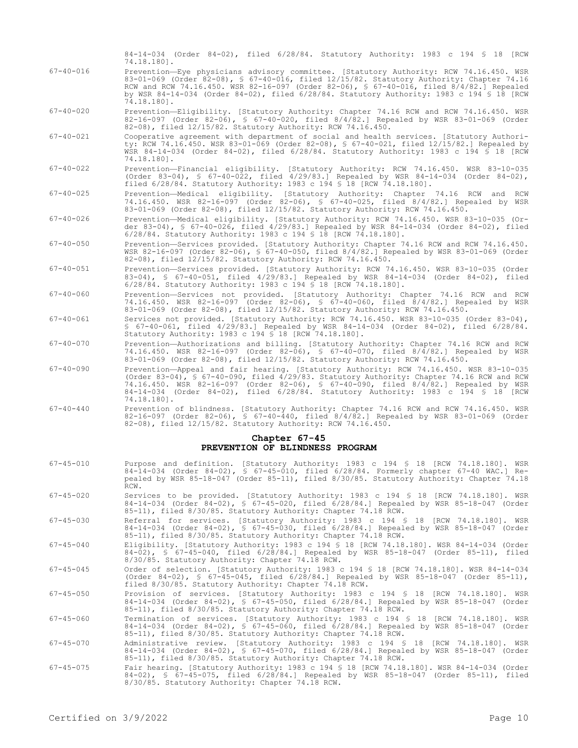84-14-034 (Order 84-02), filed 6/28/84. Statutory Authority: 1983 c 194 § 18 [RCW 74.18.180].

67-40-016 Prevention—Eye physicians advisory committee. [Statutory Authority: RCW 74.16.450. WSR 83-01-069 (Order 82-08), § 67-40-016, filed 12/15/82. Statutory Authority: Chapter 74.16 RCW and RCW 74.16.450. WSR 82-16-097 (Order 82-06), § 67-40-016, filed 8/4/82.] Repealed by WSR 84-14-034 (Order 84-02), filed 6/28/84. Statutory Authority: 1983 c 194 § 18 [RCW 74.18.180].

67-40-020 Prevention—Eligibility. [Statutory Authority: Chapter 74.16 RCW and RCW 74.16.450. WSR 82-16-097 (Order 82-06), § 67-40-020, filed 8/4/82.] Repealed by WSR 83-01-069 (Order 82-08), filed 12/15/82. Statutory Authority: RCW 74.16.450.

67-40-021 Cooperative agreement with department of social and health services. [Statutory Authority: RCW 74.16.450. WSR 83-01-069 (Order 82-08), § 67-40-021, filed 12/15/82.] Repealed by WSR 84-14-034 (Order 84-02), filed 6/28/84. Statutory Authority: 1983 c 194 § 18 [RCW 74.18.180].

67-40-022 Prevention—Financial eligibility. [Statutory Authority: RCW 74.16.450. WSR 83-10-035 (Order 83-04), § 67-40-022, filed 4/29/83.] Repealed by WSR 84-14-034 (Order 84-02), filed 6/28/84. Statutory Authority: 1983 c 194 § 18 [RCW 74.18.180].

67-40-025 Prevention—Medical eligibility. [Statutory Authority: Chapter 74.16 RCW and RCW 74.16.450. WSR 82-16-097 (Order 82-06), § 67-40-025, filed 8/4/82.] Repealed by WSR 83-01-069 (Order 82-08), filed 12/15/82. Statutory Authority: RCW 74.16.450.

67-40-026 Prevention—Medical eligibility. [Statutory Authority: RCW 74.16.450. WSR 83-10-035 (Order 83-04), § 67-40-026, filed 4/29/83.] Repealed by WSR 84-14-034 (Order 84-02), filed 6/28/84. Statutory Authority: 1983 c 194 § 18 [RCW 74.18.180].

67-40-050 Prevention—Services provided. [Statutory Authority: Chapter 74.16 RCW and RCW 74.16.450. WSR 82-16-097 (Order 82-06), § 67-40-050, filed 8/4/82.] Repealed by WSR 83-01-069 (Order 82-08), filed 12/15/82. Statutory Authority: RCW 74.16.450.

67-40-051 Prevention—Services provided. [Statutory Authority: RCW 74.16.450. WSR 83-10-035 (Order 83-04), § 67-40-051, filed 4/29/83.] Repealed by WSR 84-14-034 (Order 84-02), filed 6/28/84. Statutory Authority: 1983 c 194 § 18 [RCW 74.18.180].

67-40-060 Prevention—Services not provided. [Statutory Authority: Chapter 74.16 RCW and RCW 74.16.450. WSR 82-16-097 (Order 82-06), § 67-40-060, filed 8/4/82.] Repealed by WSR 83-01-069 (Order 82-08), filed 12/15/82. Statutory Authority: RCW 74.16.450.

67-40-061 Services not provided. [Statutory Authority: RCW 74.16.450. WSR 83-10-035 (Order 83-04), § 67-40-061, filed 4/29/83.] Repealed by WSR 84-14-034 (Order 84-02), filed 6/28/84. Statutory Authority: 1983 c 194 § 18 [RCW 74.18.180].

67-40-070 Prevention—Authorizations and billing. [Statutory Authority: Chapter 74.16 RCW and RCW 74.16.450. WSR 82-16-097 (Order 82-06), § 67-40-070, filed 8/4/82.] Repealed by WSR 83-01-069 (Order 82-08), filed 12/15/82. Statutory Authority: RCW 74.16.450.

67-40-090 Prevention—Appeal and fair hearing. [Statutory Authority: RCW 74.16.450. WSR 83-10-035 (Order 83-04), § 67-40-090, filed 4/29/83. Statutory Authority: Chapter 74.16 RCW and RCW 74.16.450. WSR 82-16-097 (Order 82-06), § 67-40-090, filed 8/4/82.] Repealed by WSR 84-14-034 (Order 84-02), filed 6/28/84. Statutory Authority: 1983 c 194 § 18 [RCW 74.18.180].

67-40-440 Prevention of blindness. [Statutory Authority: Chapter 74.16 RCW and RCW 74.16.450. WSR 82-16-097 (Order 82-06), § 67-40-440, filed 8/4/82.] Repealed by WSR 83-01-069 (Order 82-08), filed 12/15/82. Statutory Authority: RCW 74.16.450.

## Chapter 67-45
## PREVENTION OF BLINDNESS PROGRAM

67-45-010 Purpose and definition. [Statutory Authority: 1983 c 194 § 18 [RCW 74.18.180]. WSR 84-14-034 (Order 84-02), § 67-45-010, filed 6/28/84. Formerly chapter 67-40 WAC.] Repealed by WSR 85-18-047 (Order 85-11), filed 8/30/85. Statutory Authority: Chapter 74.18 RCW.

67-45-020 Services to be provided. [Statutory Authority: 1983 c 194 § 18 [RCW 74.18.180]. WSR 84-14-034 (Order 84-02), § 67-45-020, filed 6/28/84.] Repealed by WSR 85-18-047 (Order 85-11), filed 8/30/85. Statutory Authority: Chapter 74.18 RCW.

67-45-030 Referral for services. [Statutory Authority: 1983 c 194 § 18 [RCW 74.18.180]. WSR 84-14-034 (Order 84-02), § 67-45-030, filed 6/28/84.] Repealed by WSR 85-18-047 (Order 85-11), filed 8/30/85. Statutory Authority: Chapter 74.18 RCW.

67-45-040 Eligibility. [Statutory Authority: 1983 c 194 § 18 [RCW 74.18.180]. WSR 84-14-034 (Order 84-02), § 67-45-040, filed 6/28/84.] Repealed by WSR 85-18-047 (Order 85-11), filed 8/30/85. Statutory Authority: Chapter 74.18 RCW.

67-45-045 Order of selection. [Statutory Authority: 1983 c 194 § 18 [RCW 74.18.180]. WSR 84-14-034 (Order 84-02), § 67-45-045, filed 6/28/84.] Repealed by WSR 85-18-047 (Order 85-11), filed 8/30/85. Statutory Authority: Chapter 74.18 RCW.

67-45-050 Provision of services. [Statutory Authority: 1983 c 194 § 18 [RCW 74.18.180]. WSR 84-14-034 (Order 84-02), § 67-45-050, filed 6/28/84.] Repealed by WSR 85-18-047 (Order 85-11), filed 8/30/85. Statutory Authority: Chapter 74.18 RCW.

67-45-060 Termination of services. [Statutory Authority: 1983 c 194 § 18 [RCW 74.18.180]. WSR 84-14-034 (Order 84-02), § 67-45-060, filed 6/28/84.] Repealed by WSR 85-18-047 (Order 85-11), filed 8/30/85. Statutory Authority: Chapter 74.18 RCW.

67-45-070 Administrative review. [Statutory Authority: 1983 c 194 § 18 [RCW 74.18.180]. WSR 84-14-034 (Order 84-02), § 67-45-070, filed 6/28/84.] Repealed by WSR 85-18-047 (Order 85-11), filed 8/30/85. Statutory Authority: Chapter 74.18 RCW.

67-45-075 Fair hearing. [Statutory Authority: 1983 c 194 § 18 [RCW 74.18.180]. WSR 84-14-034 (Order 84-02), § 67-45-075, filed 6/28/84.] Repealed by WSR 85-18-047 (Order 85-11), filed 8/30/85. Statutory Authority: Chapter 74.18 RCW.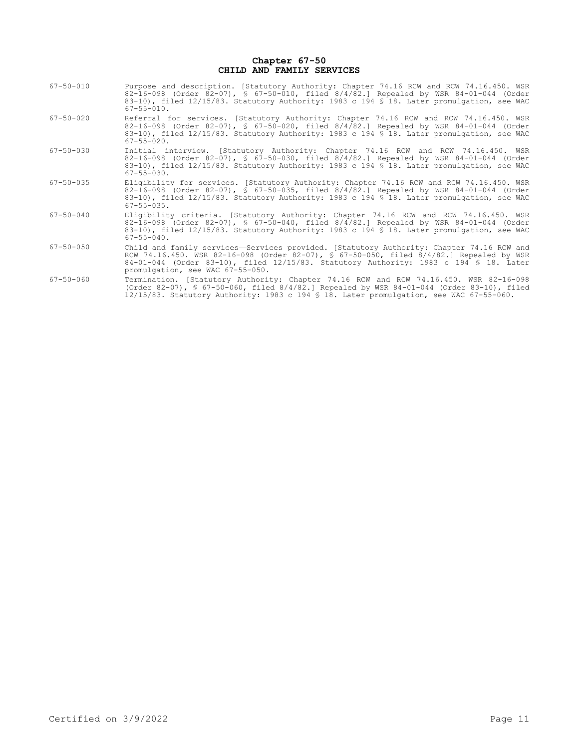# Chapter 67-50
# CHILD AND FAMILY SERVICES

67-50-010 Purpose and description. [Statutory Authority: Chapter 74.16 RCW and RCW 74.16.450. WSR 82-16-098 (Order 82-07), § 67-50-010, filed 8/4/82.] Repealed by WSR 84-01-044 (Order 83-10), filed 12/15/83. Statutory Authority: 1983 c 194 § 18. Later promulgation, see WAC 67-55-010.

67-50-020 Referral for services. [Statutory Authority: Chapter 74.16 RCW and RCW 74.16.450. WSR 82-16-098 (Order 82-07), § 67-50-020, filed 8/4/82.] Repealed by WSR 84-01-044 (Order 83-10), filed 12/15/83. Statutory Authority: 1983 c 194 § 18. Later promulgation, see WAC 67-55-020.

67-50-030 Initial interview. [Statutory Authority: Chapter 74.16 RCW and RCW 74.16.450. WSR 82-16-098 (Order 82-07), § 67-50-030, filed 8/4/82.] Repealed by WSR 84-01-044 (Order 83-10), filed 12/15/83. Statutory Authority: 1983 c 194 § 18. Later promulgation, see WAC 67-55-030.

67-50-035 Eligibility for services. [Statutory Authority: Chapter 74.16 RCW and RCW 74.16.450. WSR 82-16-098 (Order 82-07), § 67-50-035, filed 8/4/82.] Repealed by WSR 84-01-044 (Order 83-10), filed 12/15/83. Statutory Authority: 1983 c 194 § 18. Later promulgation, see WAC 67-55-035.

67-50-040 Eligibility criteria. [Statutory Authority: Chapter 74.16 RCW and RCW 74.16.450. WSR 82-16-098 (Order 82-07), § 67-50-040, filed 8/4/82.] Repealed by WSR 84-01-044 (Order 83-10), filed 12/15/83. Statutory Authority: 1983 c 194 § 18. Later promulgation, see WAC 67-55-040.

67-50-050 Child and family services—Services provided. [Statutory Authority: Chapter 74.16 RCW and RCW 74.16.450. WSR 82-16-098 (Order 82-07), § 67-50-050, filed 8/4/82.] Repealed by WSR 84-01-044 (Order 83-10), filed 12/15/83. Statutory Authority: 1983 c 194 § 18. Later promulgation, see WAC 67-55-050.

67-50-060 Termination. [Statutory Authority: Chapter 74.16 RCW and RCW 74.16.450. WSR 82-16-098 (Order 82-07), § 67-50-060, filed 8/4/82.] Repealed by WSR 84-01-044 (Order 83-10), filed 12/15/83. Statutory Authority: 1983 c 194 § 18. Later promulgation, see WAC 67-55-060.